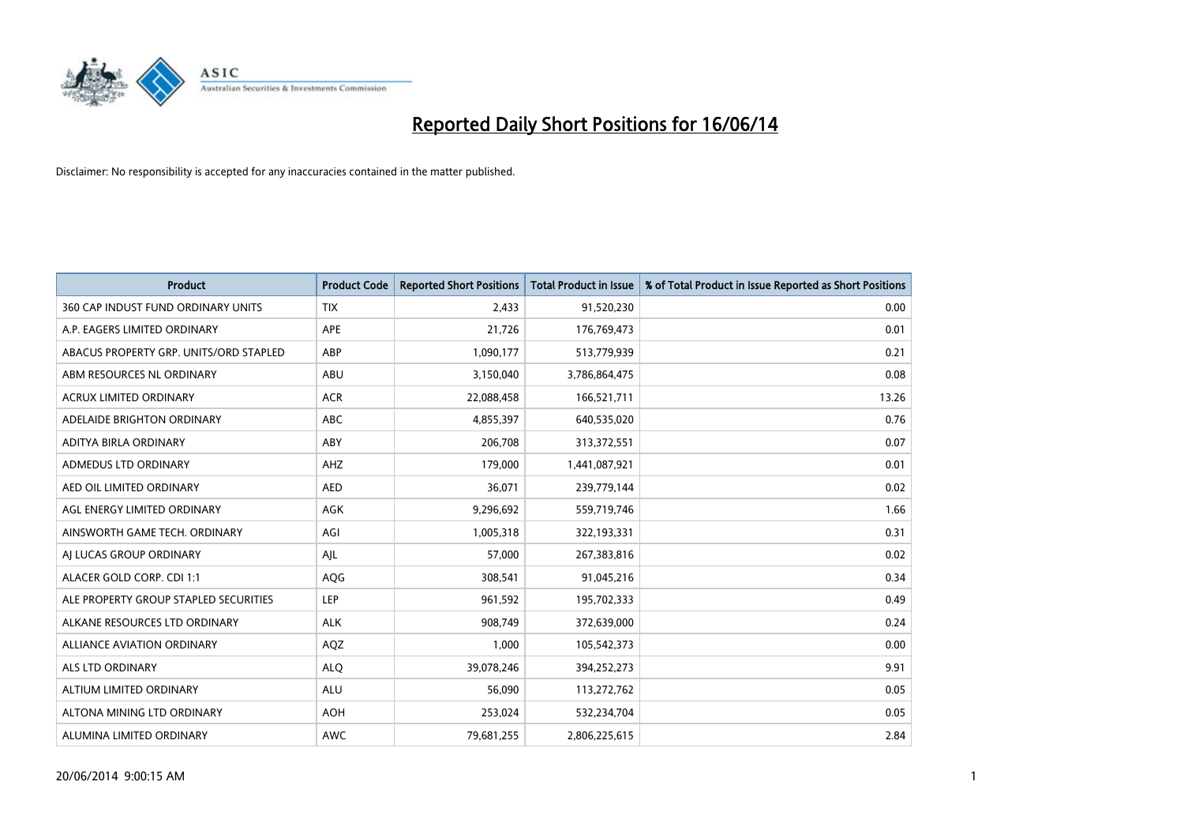# Reported Daily Short Positions for 16/06/14

Disclaimer: No responsibility is accepted for any inaccuracies contained in the matter published.

| Product | Product Code | Reported Short Positions | Total Product in Issue | % of Total Product in Issue Reported as Short Positions |
|---|---|---|---|---|
| 360 CAP INDUST FUND ORDINARY UNITS | TIX | 2,433 | 91,520,230 | 0.00 |
| A.P. EAGERS LIMITED ORDINARY | APE | 21,726 | 176,769,473 | 0.01 |
| ABACUS PROPERTY GRP. UNITS/ORD STAPLED | ABP | 1,090,177 | 513,779,939 | 0.21 |
| ABM RESOURCES NL ORDINARY | ABU | 3,150,040 | 3,786,864,475 | 0.08 |
| ACRUX LIMITED ORDINARY | ACR | 22,088,458 | 166,521,711 | 13.26 |
| ADELAIDE BRIGHTON ORDINARY | ABC | 4,855,397 | 640,535,020 | 0.76 |
| ADITYA BIRLA ORDINARY | ABY | 206,708 | 313,372,551 | 0.07 |
| ADMEDUS LTD ORDINARY | AHZ | 179,000 | 1,441,087,921 | 0.01 |
| AED OIL LIMITED ORDINARY | AED | 36,071 | 239,779,144 | 0.02 |
| AGL ENERGY LIMITED ORDINARY | AGK | 9,296,692 | 559,719,746 | 1.66 |
| AINSWORTH GAME TECH. ORDINARY | AGI | 1,005,318 | 322,193,331 | 0.31 |
| AJ LUCAS GROUP ORDINARY | AJL | 57,000 | 267,383,816 | 0.02 |
| ALACER GOLD CORP. CDI 1:1 | AQG | 308,541 | 91,045,216 | 0.34 |
| ALE PROPERTY GROUP STAPLED SECURITIES | LEP | 961,592 | 195,702,333 | 0.49 |
| ALKANE RESOURCES LTD ORDINARY | ALK | 908,749 | 372,639,000 | 0.24 |
| ALLIANCE AVIATION ORDINARY | AQZ | 1,000 | 105,542,373 | 0.00 |
| ALS LTD ORDINARY | ALQ | 39,078,246 | 394,252,273 | 9.91 |
| ALTIUM LIMITED ORDINARY | ALU | 56,090 | 113,272,762 | 0.05 |
| ALTONA MINING LTD ORDINARY | AOH | 253,024 | 532,234,704 | 0.05 |
| ALUMINA LIMITED ORDINARY | AWC | 79,681,255 | 2,806,225,615 | 2.84 |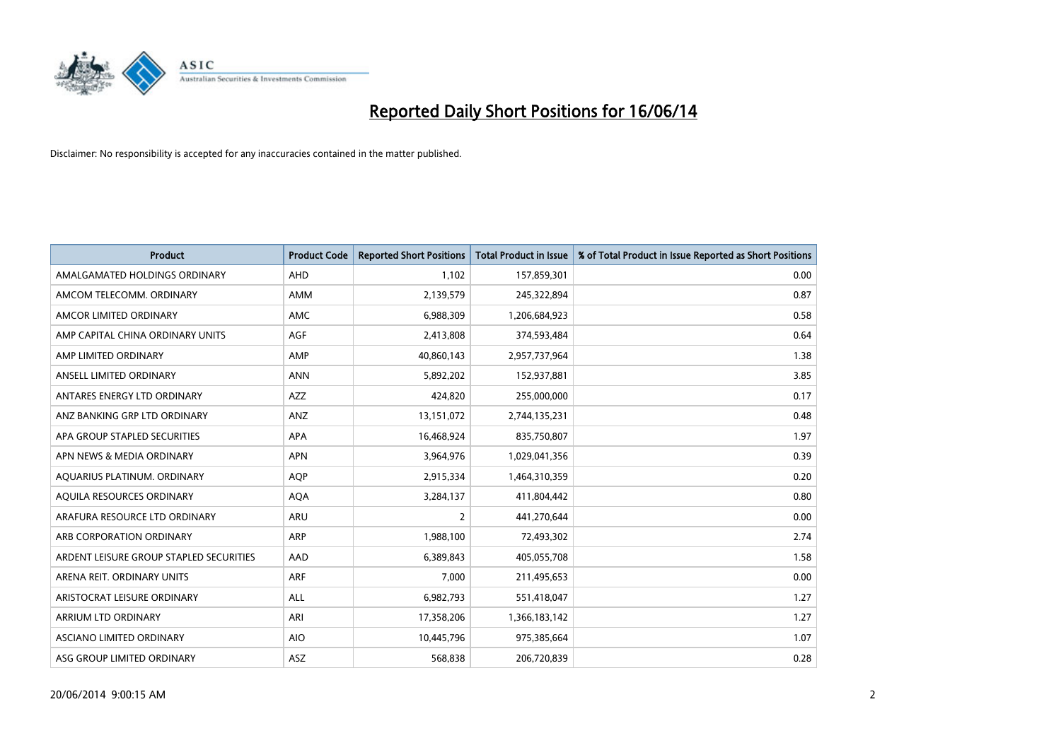# Reported Daily Short Positions for 16/06/14

Disclaimer: No responsibility is accepted for any inaccuracies contained in the matter published.

| Product | Product Code | Reported Short Positions | Total Product in Issue | % of Total Product in Issue Reported as Short Positions |
|---|---|---|---|---|
| AMALGAMATED HOLDINGS ORDINARY | AHD | 1,102 | 157,859,301 | 0.00 |
| AMCOM TELECOMM. ORDINARY | AMM | 2,139,579 | 245,322,894 | 0.87 |
| AMCOR LIMITED ORDINARY | AMC | 6,988,309 | 1,206,684,923 | 0.58 |
| AMP CAPITAL CHINA ORDINARY UNITS | AGF | 2,413,808 | 374,593,484 | 0.64 |
| AMP LIMITED ORDINARY | AMP | 40,860,143 | 2,957,737,964 | 1.38 |
| ANSELL LIMITED ORDINARY | ANN | 5,892,202 | 152,937,881 | 3.85 |
| ANTARES ENERGY LTD ORDINARY | AZZ | 424,820 | 255,000,000 | 0.17 |
| ANZ BANKING GRP LTD ORDINARY | ANZ | 13,151,072 | 2,744,135,231 | 0.48 |
| APA GROUP STAPLED SECURITIES | APA | 16,468,924 | 835,750,807 | 1.97 |
| APN NEWS & MEDIA ORDINARY | APN | 3,964,976 | 1,029,041,356 | 0.39 |
| AQUARIUS PLATINUM. ORDINARY | AQP | 2,915,334 | 1,464,310,359 | 0.20 |
| AQUILA RESOURCES ORDINARY | AQA | 3,284,137 | 411,804,442 | 0.80 |
| ARAFURA RESOURCE LTD ORDINARY | ARU | 2 | 441,270,644 | 0.00 |
| ARB CORPORATION ORDINARY | ARP | 1,988,100 | 72,493,302 | 2.74 |
| ARDENT LEISURE GROUP STAPLED SECURITIES | AAD | 6,389,843 | 405,055,708 | 1.58 |
| ARENA REIT. ORDINARY UNITS | ARF | 7,000 | 211,495,653 | 0.00 |
| ARISTOCRAT LEISURE ORDINARY | ALL | 6,982,793 | 551,418,047 | 1.27 |
| ARRIUM LTD ORDINARY | ARI | 17,358,206 | 1,366,183,142 | 1.27 |
| ASCIANO LIMITED ORDINARY | AIO | 10,445,796 | 975,385,664 | 1.07 |
| ASG GROUP LIMITED ORDINARY | ASZ | 568,838 | 206,720,839 | 0.28 |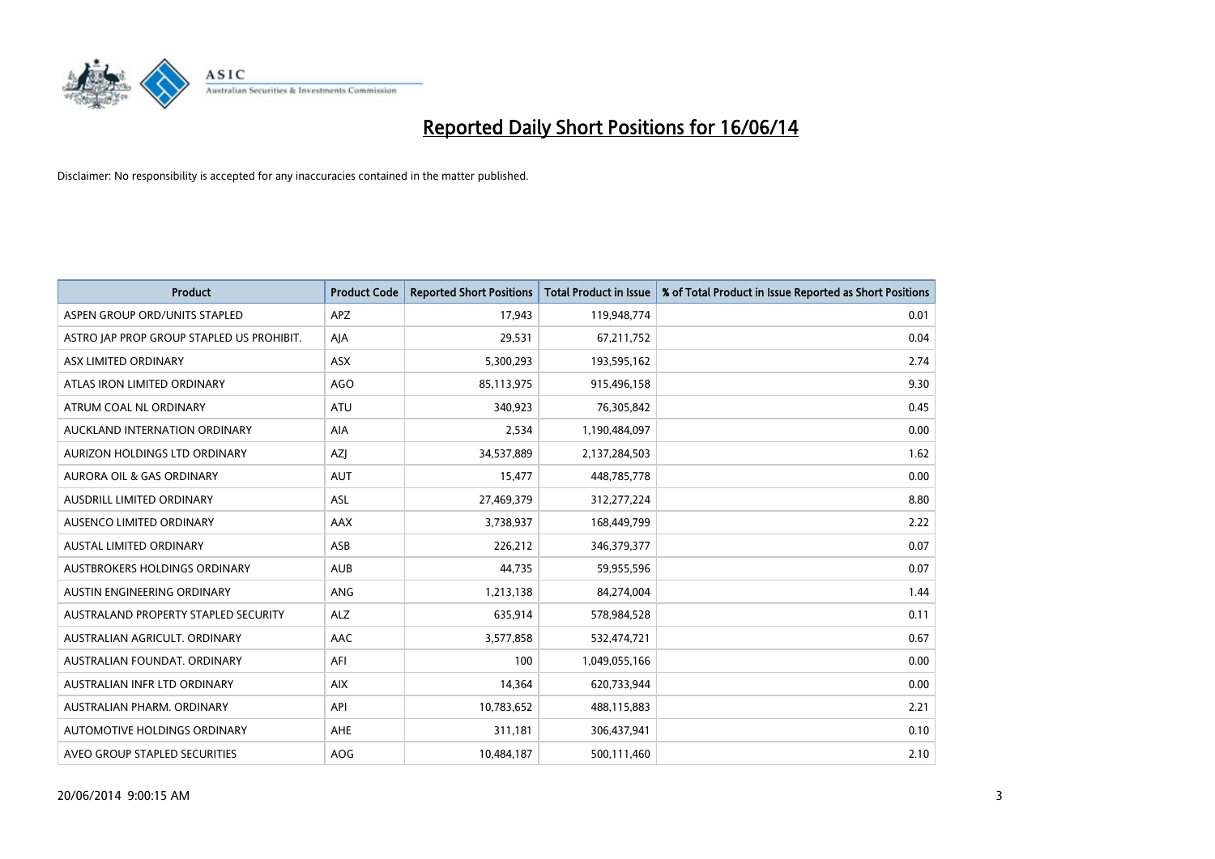# Reported Daily Short Positions for 16/06/14

Disclaimer: No responsibility is accepted for any inaccuracies contained in the matter published.

| Product | Product Code | Reported Short Positions | Total Product in Issue | % of Total Product in Issue Reported as Short Positions |
|---|---|---|---|---|
| ASPEN GROUP ORD/UNITS STAPLED | APZ | 17,943 | 119,948,774 | 0.01 |
| ASTRO JAP PROP GROUP STAPLED US PROHIBIT. | AJA | 29,531 | 67,211,752 | 0.04 |
| ASX LIMITED ORDINARY | ASX | 5,300,293 | 193,595,162 | 2.74 |
| ATLAS IRON LIMITED ORDINARY | AGO | 85,113,975 | 915,496,158 | 9.30 |
| ATRUM COAL NL ORDINARY | ATU | 340,923 | 76,305,842 | 0.45 |
| AUCKLAND INTERNATION ORDINARY | AIA | 2,534 | 1,190,484,097 | 0.00 |
| AURIZON HOLDINGS LTD ORDINARY | AZJ | 34,537,889 | 2,137,284,503 | 1.62 |
| AURORA OIL & GAS ORDINARY | AUT | 15,477 | 448,785,778 | 0.00 |
| AUSDRILL LIMITED ORDINARY | ASL | 27,469,379 | 312,277,224 | 8.80 |
| AUSENCO LIMITED ORDINARY | AAX | 3,738,937 | 168,449,799 | 2.22 |
| AUSTAL LIMITED ORDINARY | ASB | 226,212 | 346,379,377 | 0.07 |
| AUSTBROKERS HOLDINGS ORDINARY | AUB | 44,735 | 59,955,596 | 0.07 |
| AUSTIN ENGINEERING ORDINARY | ANG | 1,213,138 | 84,274,004 | 1.44 |
| AUSTRALAND PROPERTY STAPLED SECURITY | ALZ | 635,914 | 578,984,528 | 0.11 |
| AUSTRALIAN AGRICULT. ORDINARY | AAC | 3,577,858 | 532,474,721 | 0.67 |
| AUSTRALIAN FOUNDAT. ORDINARY | AFI | 100 | 1,049,055,166 | 0.00 |
| AUSTRALIAN INFR LTD ORDINARY | AIX | 14,364 | 620,733,944 | 0.00 |
| AUSTRALIAN PHARM. ORDINARY | API | 10,783,652 | 488,115,883 | 2.21 |
| AUTOMOTIVE HOLDINGS ORDINARY | AHE | 311,181 | 306,437,941 | 0.10 |
| AVEO GROUP STAPLED SECURITIES | AOG | 10,484,187 | 500,111,460 | 2.10 |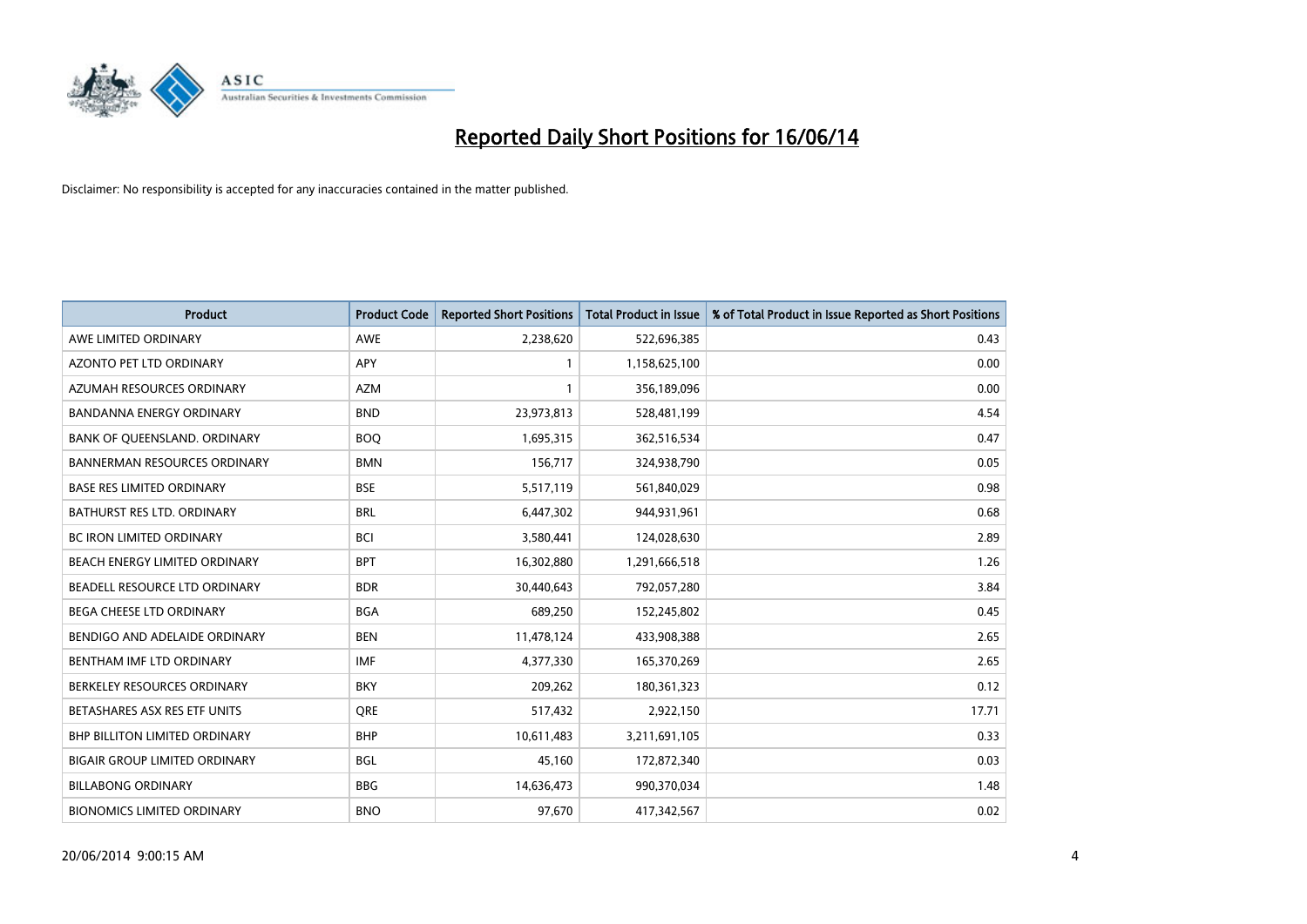# Reported Daily Short Positions for 16/06/14

Disclaimer: No responsibility is accepted for any inaccuracies contained in the matter published.

| Product | Product Code | Reported Short Positions | Total Product in Issue | % of Total Product in Issue Reported as Short Positions |
|---|---|---|---|---|
| AWE LIMITED ORDINARY | AWE | 2,238,620 | 522,696,385 | 0.43 |
| AZONTO PET LTD ORDINARY | APY | 1 | 1,158,625,100 | 0.00 |
| AZUMAH RESOURCES ORDINARY | AZM | 1 | 356,189,096 | 0.00 |
| BANDANNA ENERGY ORDINARY | BND | 23,973,813 | 528,481,199 | 4.54 |
| BANK OF QUEENSLAND. ORDINARY | BOQ | 1,695,315 | 362,516,534 | 0.47 |
| BANNERMAN RESOURCES ORDINARY | BMN | 156,717 | 324,938,790 | 0.05 |
| BASE RES LIMITED ORDINARY | BSE | 5,517,119 | 561,840,029 | 0.98 |
| BATHURST RES LTD. ORDINARY | BRL | 6,447,302 | 944,931,961 | 0.68 |
| BC IRON LIMITED ORDINARY | BCI | 3,580,441 | 124,028,630 | 2.89 |
| BEACH ENERGY LIMITED ORDINARY | BPT | 16,302,880 | 1,291,666,518 | 1.26 |
| BEADELL RESOURCE LTD ORDINARY | BDR | 30,440,643 | 792,057,280 | 3.84 |
| BEGA CHEESE LTD ORDINARY | BGA | 689,250 | 152,245,802 | 0.45 |
| BENDIGO AND ADELAIDE ORDINARY | BEN | 11,478,124 | 433,908,388 | 2.65 |
| BENTHAM IMF LTD ORDINARY | IMF | 4,377,330 | 165,370,269 | 2.65 |
| BERKELEY RESOURCES ORDINARY | BKY | 209,262 | 180,361,323 | 0.12 |
| BETASHARES ASX RES ETF UNITS | QRE | 517,432 | 2,922,150 | 17.71 |
| BHP BILLITON LIMITED ORDINARY | BHP | 10,611,483 | 3,211,691,105 | 0.33 |
| BIGAIR GROUP LIMITED ORDINARY | BGL | 45,160 | 172,872,340 | 0.03 |
| BILLABONG ORDINARY | BBG | 14,636,473 | 990,370,034 | 1.48 |
| BIONOMICS LIMITED ORDINARY | BNO | 97,670 | 417,342,567 | 0.02 |

20/06/2014 9:00:15 AM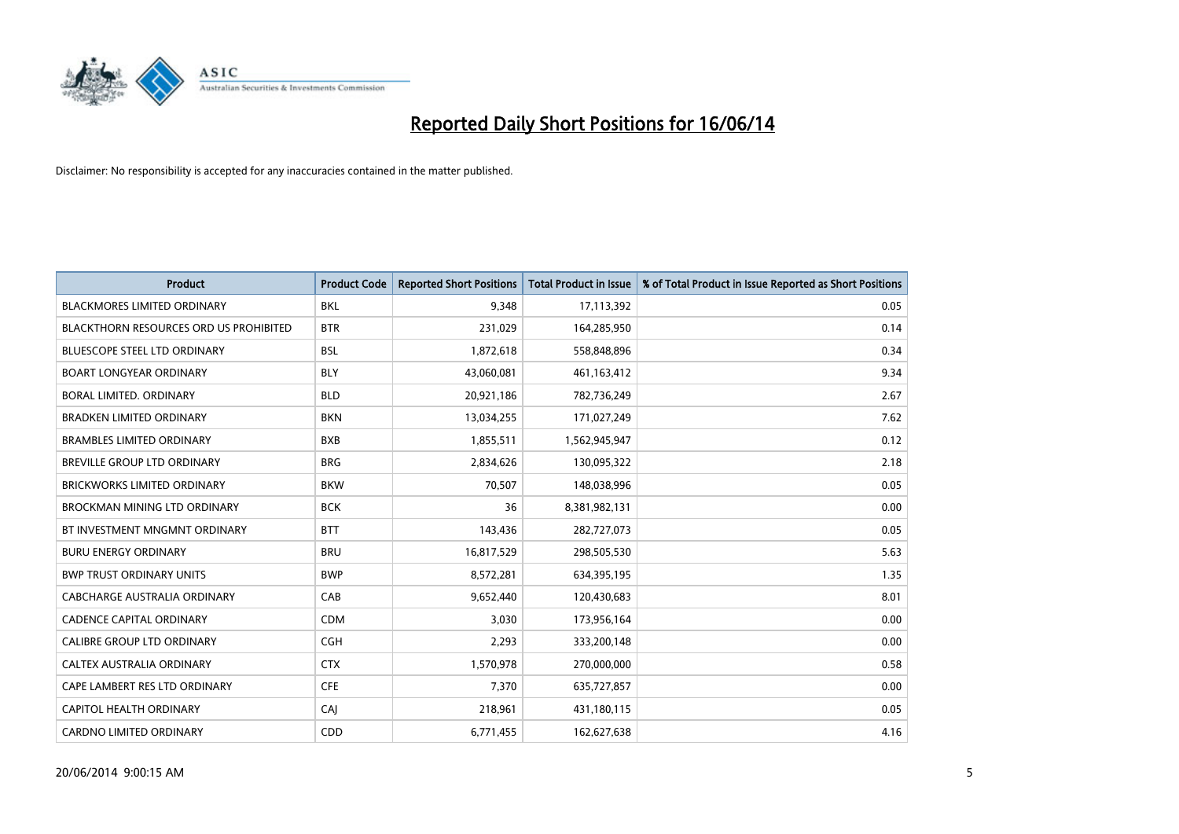# Reported Daily Short Positions for 16/06/14

Disclaimer: No responsibility is accepted for any inaccuracies contained in the matter published.

| Product | Product Code | Reported Short Positions | Total Product in Issue | % of Total Product in Issue Reported as Short Positions |
|---|---|---|---|---|
| BLACKMORES LIMITED ORDINARY | BKL | 9,348 | 17,113,392 | 0.05 |
| BLACKTHORN RESOURCES ORD US PROHIBITED | BTR | 231,029 | 164,285,950 | 0.14 |
| BLUESCOPE STEEL LTD ORDINARY | BSL | 1,872,618 | 558,848,896 | 0.34 |
| BOART LONGYEAR ORDINARY | BLY | 43,060,081 | 461,163,412 | 9.34 |
| BORAL LIMITED. ORDINARY | BLD | 20,921,186 | 782,736,249 | 2.67 |
| BRADKEN LIMITED ORDINARY | BKN | 13,034,255 | 171,027,249 | 7.62 |
| BRAMBLES LIMITED ORDINARY | BXB | 1,855,511 | 1,562,945,947 | 0.12 |
| BREVILLE GROUP LTD ORDINARY | BRG | 2,834,626 | 130,095,322 | 2.18 |
| BRICKWORKS LIMITED ORDINARY | BKW | 70,507 | 148,038,996 | 0.05 |
| BROCKMAN MINING LTD ORDINARY | BCK | 36 | 8,381,982,131 | 0.00 |
| BT INVESTMENT MNGMNT ORDINARY | BTT | 143,436 | 282,727,073 | 0.05 |
| BURU ENERGY ORDINARY | BRU | 16,817,529 | 298,505,530 | 5.63 |
| BWP TRUST ORDINARY UNITS | BWP | 8,572,281 | 634,395,195 | 1.35 |
| CABCHARGE AUSTRALIA ORDINARY | CAB | 9,652,440 | 120,430,683 | 8.01 |
| CADENCE CAPITAL ORDINARY | CDM | 3,030 | 173,956,164 | 0.00 |
| CALIBRE GROUP LTD ORDINARY | CGH | 2,293 | 333,200,148 | 0.00 |
| CALTEX AUSTRALIA ORDINARY | CTX | 1,570,978 | 270,000,000 | 0.58 |
| CAPE LAMBERT RES LTD ORDINARY | CFE | 7,370 | 635,727,857 | 0.00 |
| CAPITOL HEALTH ORDINARY | CAJ | 218,961 | 431,180,115 | 0.05 |
| CARDNO LIMITED ORDINARY | CDD | 6,771,455 | 162,627,638 | 4.16 |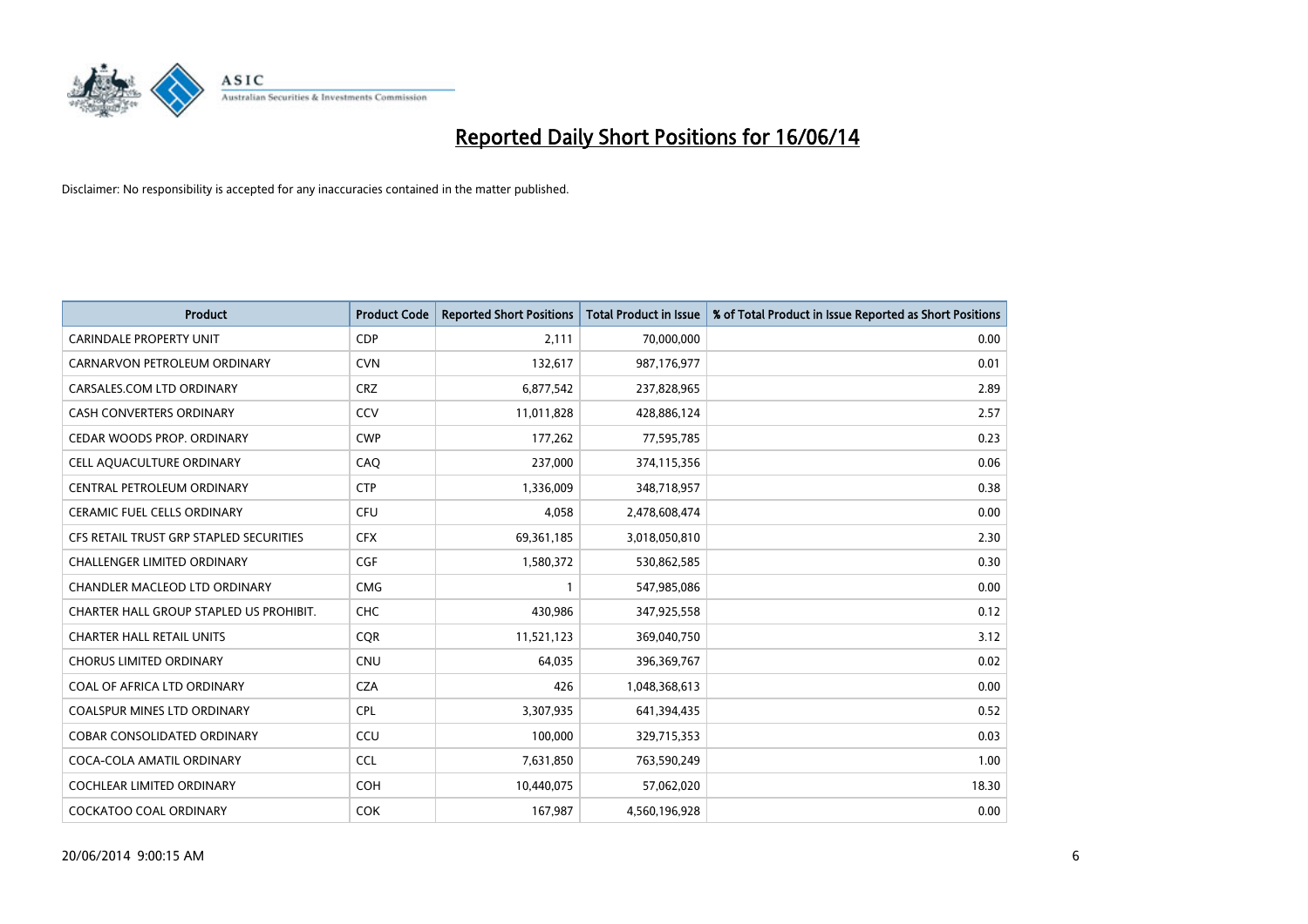# Reported Daily Short Positions for 16/06/14

Disclaimer: No responsibility is accepted for any inaccuracies contained in the matter published.

| Product | Product Code | Reported Short Positions | Total Product in Issue | % of Total Product in Issue Reported as Short Positions |
|---|---|---|---|---|
| CARINDALE PROPERTY UNIT | CDP | 2,111 | 70,000,000 | 0.00 |
| CARNARVON PETROLEUM ORDINARY | CVN | 132,617 | 987,176,977 | 0.01 |
| CARSALES.COM LTD ORDINARY | CRZ | 6,877,542 | 237,828,965 | 2.89 |
| CASH CONVERTERS ORDINARY | CCV | 11,011,828 | 428,886,124 | 2.57 |
| CEDAR WOODS PROP. ORDINARY | CWP | 177,262 | 77,595,785 | 0.23 |
| CELL AQUACULTURE ORDINARY | CAQ | 237,000 | 374,115,356 | 0.06 |
| CENTRAL PETROLEUM ORDINARY | CTP | 1,336,009 | 348,718,957 | 0.38 |
| CERAMIC FUEL CELLS ORDINARY | CFU | 4,058 | 2,478,608,474 | 0.00 |
| CFS RETAIL TRUST GRP STAPLED SECURITIES | CFX | 69,361,185 | 3,018,050,810 | 2.30 |
| CHALLENGER LIMITED ORDINARY | CGF | 1,580,372 | 530,862,585 | 0.30 |
| CHANDLER MACLEOD LTD ORDINARY | CMG | 1 | 547,985,086 | 0.00 |
| CHARTER HALL GROUP STAPLED US PROHIBIT. | CHC | 430,986 | 347,925,558 | 0.12 |
| CHARTER HALL RETAIL UNITS | CQR | 11,521,123 | 369,040,750 | 3.12 |
| CHORUS LIMITED ORDINARY | CNU | 64,035 | 396,369,767 | 0.02 |
| COAL OF AFRICA LTD ORDINARY | CZA | 426 | 1,048,368,613 | 0.00 |
| COALSPUR MINES LTD ORDINARY | CPL | 3,307,935 | 641,394,435 | 0.52 |
| COBAR CONSOLIDATED ORDINARY | CCU | 100,000 | 329,715,353 | 0.03 |
| COCA-COLA AMATIL ORDINARY | CCL | 7,631,850 | 763,590,249 | 1.00 |
| COCHLEAR LIMITED ORDINARY | COH | 10,440,075 | 57,062,020 | 18.30 |
| COCKATOO COAL ORDINARY | COK | 167,987 | 4,560,196,928 | 0.00 |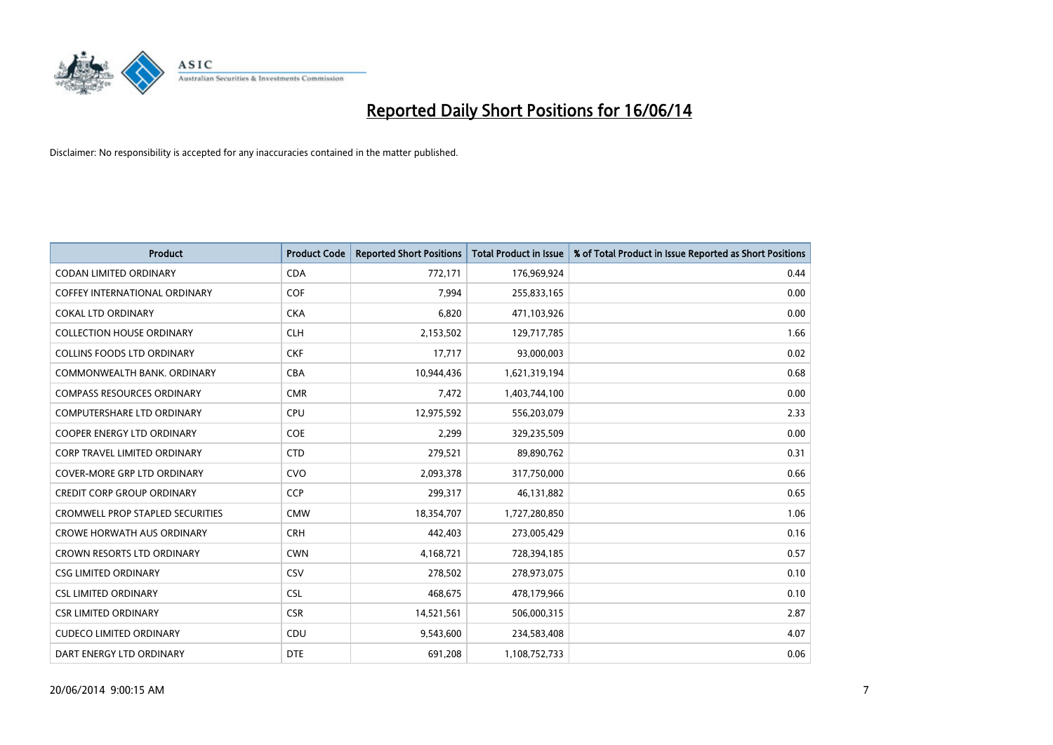# Reported Daily Short Positions for 16/06/14

Disclaimer: No responsibility is accepted for any inaccuracies contained in the matter published.

| Product | Product Code | Reported Short Positions | Total Product in Issue | % of Total Product in Issue Reported as Short Positions |
|---|---|---|---|---|
| CODAN LIMITED ORDINARY | CDA | 772,171 | 176,969,924 | 0.44 |
| COFFEY INTERNATIONAL ORDINARY | COF | 7,994 | 255,833,165 | 0.00 |
| COKAL LTD ORDINARY | CKA | 6,820 | 471,103,926 | 0.00 |
| COLLECTION HOUSE ORDINARY | CLH | 2,153,502 | 129,717,785 | 1.66 |
| COLLINS FOODS LTD ORDINARY | CKF | 17,717 | 93,000,003 | 0.02 |
| COMMONWEALTH BANK. ORDINARY | CBA | 10,944,436 | 1,621,319,194 | 0.68 |
| COMPASS RESOURCES ORDINARY | CMR | 7,472 | 1,403,744,100 | 0.00 |
| COMPUTERSHARE LTD ORDINARY | CPU | 12,975,592 | 556,203,079 | 2.33 |
| COOPER ENERGY LTD ORDINARY | COE | 2,299 | 329,235,509 | 0.00 |
| CORP TRAVEL LIMITED ORDINARY | CTD | 279,521 | 89,890,762 | 0.31 |
| COVER-MORE GRP LTD ORDINARY | CVO | 2,093,378 | 317,750,000 | 0.66 |
| CREDIT CORP GROUP ORDINARY | CCP | 299,317 | 46,131,882 | 0.65 |
| CROMWELL PROP STAPLED SECURITIES | CMW | 18,354,707 | 1,727,280,850 | 1.06 |
| CROWE HORWATH AUS ORDINARY | CRH | 442,403 | 273,005,429 | 0.16 |
| CROWN RESORTS LTD ORDINARY | CWN | 4,168,721 | 728,394,185 | 0.57 |
| CSG LIMITED ORDINARY | CSV | 278,502 | 278,973,075 | 0.10 |
| CSL LIMITED ORDINARY | CSL | 468,675 | 478,179,966 | 0.10 |
| CSR LIMITED ORDINARY | CSR | 14,521,561 | 506,000,315 | 2.87 |
| CUDECO LIMITED ORDINARY | CDU | 9,543,600 | 234,583,408 | 4.07 |
| DART ENERGY LTD ORDINARY | DTE | 691,208 | 1,108,752,733 | 0.06 |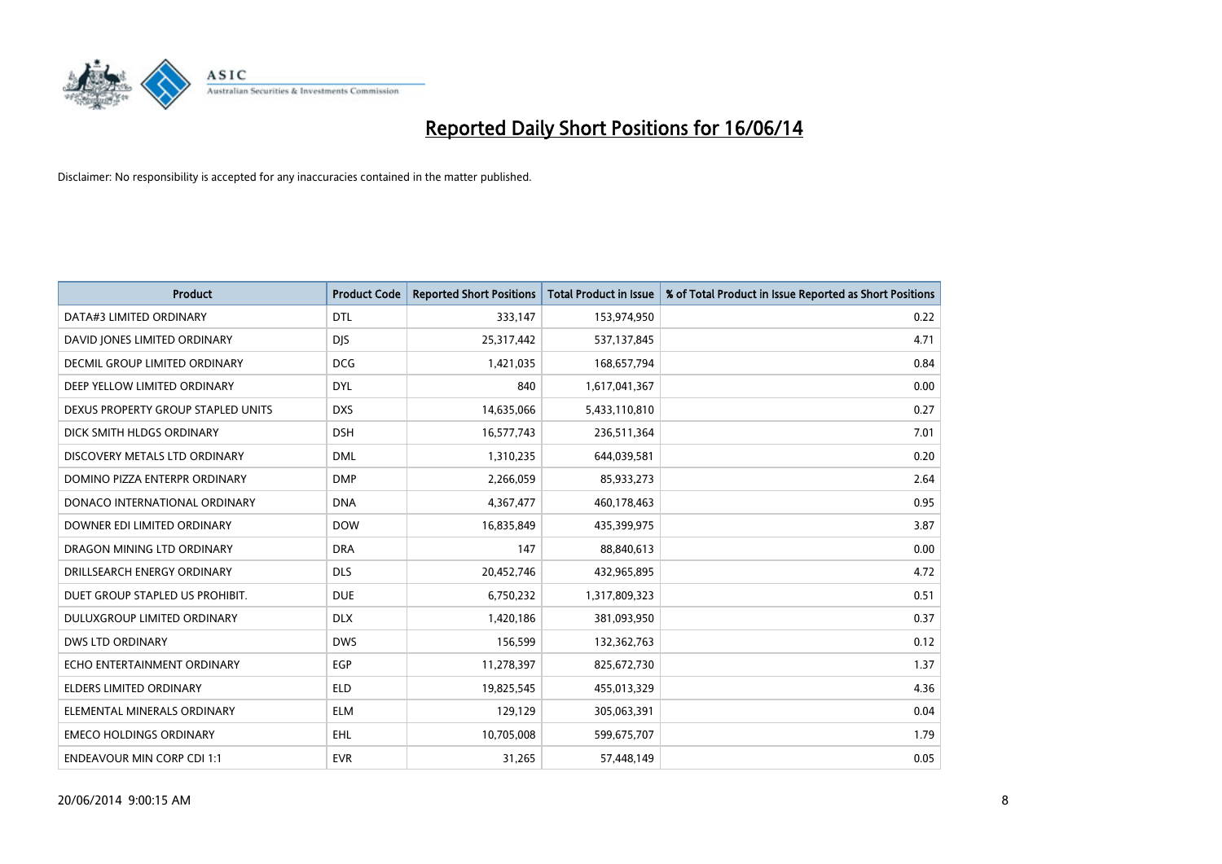# Reported Daily Short Positions for 16/06/14

Disclaimer: No responsibility is accepted for any inaccuracies contained in the matter published.

| Product | Product Code | Reported Short Positions | Total Product in Issue | % of Total Product in Issue Reported as Short Positions |
|---|---|---|---|---|
| DATA#3 LIMITED ORDINARY | DTL | 333,147 | 153,974,950 | 0.22 |
| DAVID JONES LIMITED ORDINARY | DJS | 25,317,442 | 537,137,845 | 4.71 |
| DECMIL GROUP LIMITED ORDINARY | DCG | 1,421,035 | 168,657,794 | 0.84 |
| DEEP YELLOW LIMITED ORDINARY | DYL | 840 | 1,617,041,367 | 0.00 |
| DEXUS PROPERTY GROUP STAPLED UNITS | DXS | 14,635,066 | 5,433,110,810 | 0.27 |
| DICK SMITH HLDGS ORDINARY | DSH | 16,577,743 | 236,511,364 | 7.01 |
| DISCOVERY METALS LTD ORDINARY | DML | 1,310,235 | 644,039,581 | 0.20 |
| DOMINO PIZZA ENTERPR ORDINARY | DMP | 2,266,059 | 85,933,273 | 2.64 |
| DONACO INTERNATIONAL ORDINARY | DNA | 4,367,477 | 460,178,463 | 0.95 |
| DOWNER EDI LIMITED ORDINARY | DOW | 16,835,849 | 435,399,975 | 3.87 |
| DRAGON MINING LTD ORDINARY | DRA | 147 | 88,840,613 | 0.00 |
| DRILLSEARCH ENERGY ORDINARY | DLS | 20,452,746 | 432,965,895 | 4.72 |
| DUET GROUP STAPLED US PROHIBIT. | DUE | 6,750,232 | 1,317,809,323 | 0.51 |
| DULUXGROUP LIMITED ORDINARY | DLX | 1,420,186 | 381,093,950 | 0.37 |
| DWS LTD ORDINARY | DWS | 156,599 | 132,362,763 | 0.12 |
| ECHO ENTERTAINMENT ORDINARY | EGP | 11,278,397 | 825,672,730 | 1.37 |
| ELDERS LIMITED ORDINARY | ELD | 19,825,545 | 455,013,329 | 4.36 |
| ELEMENTAL MINERALS ORDINARY | ELM | 129,129 | 305,063,391 | 0.04 |
| EMECO HOLDINGS ORDINARY | EHL | 10,705,008 | 599,675,707 | 1.79 |
| ENDEAVOUR MIN CORP CDI 1:1 | EVR | 31,265 | 57,448,149 | 0.05 |

20/06/2014 9:00:15 AM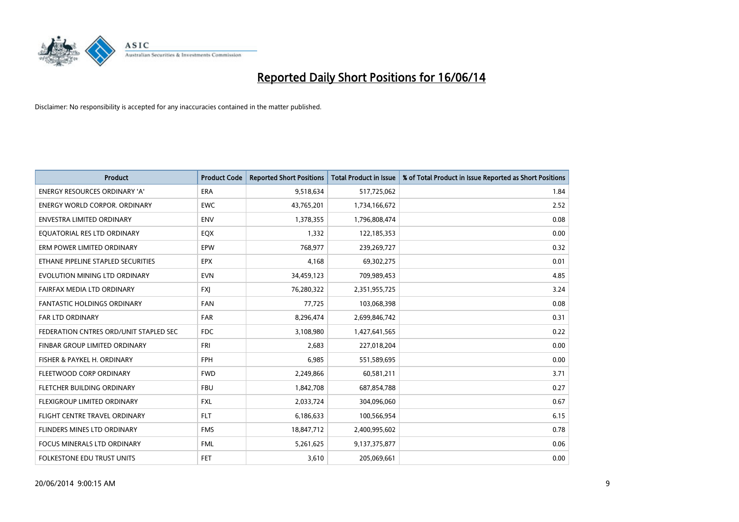# Reported Daily Short Positions for 16/06/14

Disclaimer: No responsibility is accepted for any inaccuracies contained in the matter published.

| Product | Product Code | Reported Short Positions | Total Product in Issue | % of Total Product in Issue Reported as Short Positions |
|---|---|---|---|---|
| ENERGY RESOURCES ORDINARY 'A' | ERA | 9,518,634 | 517,725,062 | 1.84 |
| ENERGY WORLD CORPOR. ORDINARY | EWC | 43,765,201 | 1,734,166,672 | 2.52 |
| ENVESTRA LIMITED ORDINARY | ENV | 1,378,355 | 1,796,808,474 | 0.08 |
| EQUATORIAL RES LTD ORDINARY | EQX | 1,332 | 122,185,353 | 0.00 |
| ERM POWER LIMITED ORDINARY | EPW | 768,977 | 239,269,727 | 0.32 |
| ETHANE PIPELINE STAPLED SECURITIES | EPX | 4,168 | 69,302,275 | 0.01 |
| EVOLUTION MINING LTD ORDINARY | EVN | 34,459,123 | 709,989,453 | 4.85 |
| FAIRFAX MEDIA LTD ORDINARY | FXJ | 76,280,322 | 2,351,955,725 | 3.24 |
| FANTASTIC HOLDINGS ORDINARY | FAN | 77,725 | 103,068,398 | 0.08 |
| FAR LTD ORDINARY | FAR | 8,296,474 | 2,699,846,742 | 0.31 |
| FEDERATION CNTRES ORD/UNIT STAPLED SEC | FDC | 3,108,980 | 1,427,641,565 | 0.22 |
| FINBAR GROUP LIMITED ORDINARY | FRI | 2,683 | 227,018,204 | 0.00 |
| FISHER & PAYKEL H. ORDINARY | FPH | 6,985 | 551,589,695 | 0.00 |
| FLEETWOOD CORP ORDINARY | FWD | 2,249,866 | 60,581,211 | 3.71 |
| FLETCHER BUILDING ORDINARY | FBU | 1,842,708 | 687,854,788 | 0.27 |
| FLEXIGROUP LIMITED ORDINARY | FXL | 2,033,724 | 304,096,060 | 0.67 |
| FLIGHT CENTRE TRAVEL ORDINARY | FLT | 6,186,633 | 100,566,954 | 6.15 |
| FLINDERS MINES LTD ORDINARY | FMS | 18,847,712 | 2,400,995,602 | 0.78 |
| FOCUS MINERALS LTD ORDINARY | FML | 5,261,625 | 9,137,375,877 | 0.06 |
| FOLKESTONE EDU TRUST UNITS | FET | 3,610 | 205,069,661 | 0.00 |

20/06/2014 9:00:15 AM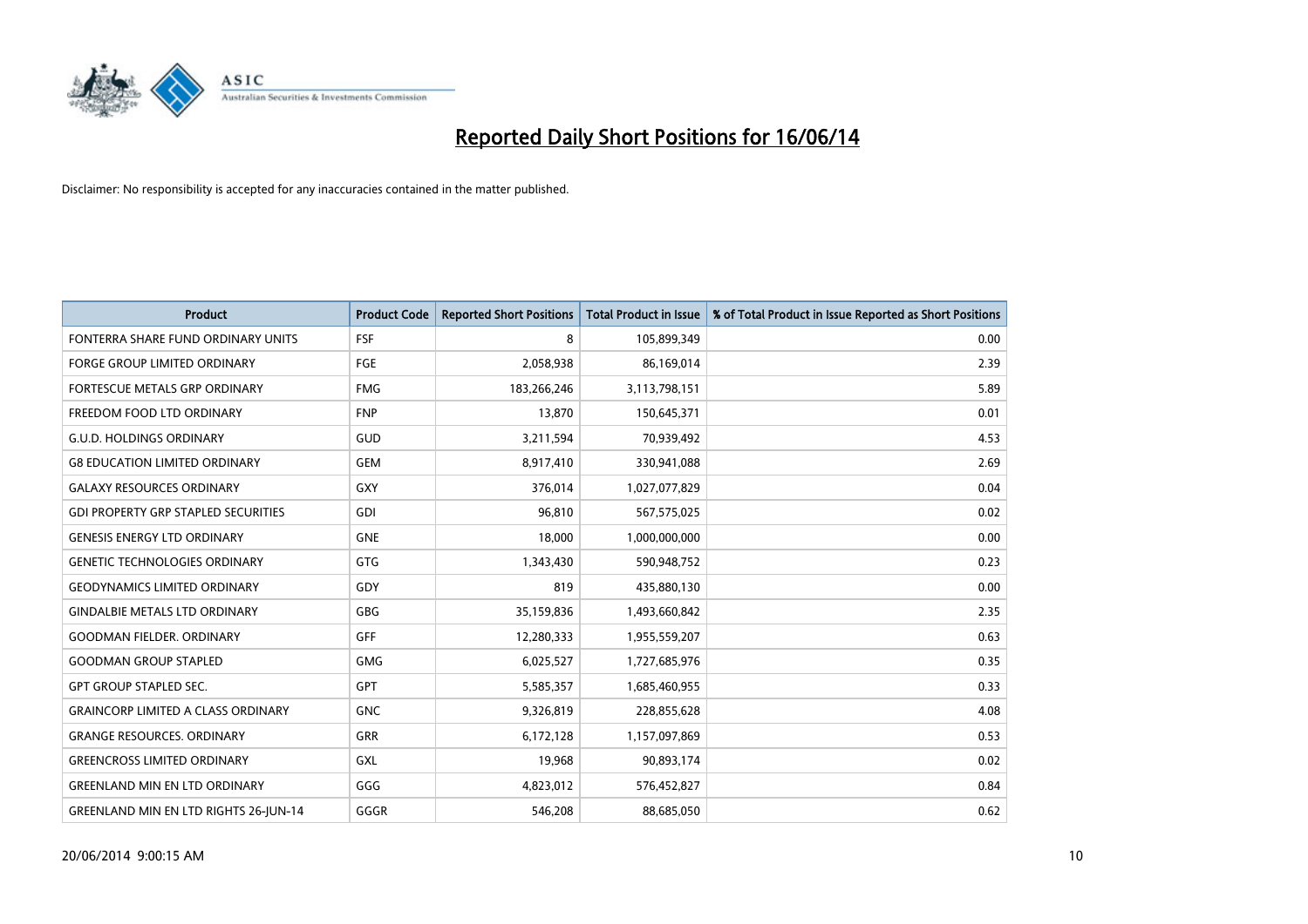# Reported Daily Short Positions for 16/06/14

Disclaimer: No responsibility is accepted for any inaccuracies contained in the matter published.

| Product | Product Code | Reported Short Positions | Total Product in Issue | % of Total Product in Issue Reported as Short Positions |
| --- | --- | --- | --- | --- |
| FONTERRA SHARE FUND ORDINARY UNITS | FSF | 8 | 105,899,349 | 0.00 |
| FORGE GROUP LIMITED ORDINARY | FGE | 2,058,938 | 86,169,014 | 2.39 |
| FORTESCUE METALS GRP ORDINARY | FMG | 183,266,246 | 3,113,798,151 | 5.89 |
| FREEDOM FOOD LTD ORDINARY | FNP | 13,870 | 150,645,371 | 0.01 |
| G.U.D. HOLDINGS ORDINARY | GUD | 3,211,594 | 70,939,492 | 4.53 |
| G8 EDUCATION LIMITED ORDINARY | GEM | 8,917,410 | 330,941,088 | 2.69 |
| GALAXY RESOURCES ORDINARY | GXY | 376,014 | 1,027,077,829 | 0.04 |
| GDI PROPERTY GRP STAPLED SECURITIES | GDI | 96,810 | 567,575,025 | 0.02 |
| GENESIS ENERGY LTD ORDINARY | GNE | 18,000 | 1,000,000,000 | 0.00 |
| GENETIC TECHNOLOGIES ORDINARY | GTG | 1,343,430 | 590,948,752 | 0.23 |
| GEODYNAMICS LIMITED ORDINARY | GDY | 819 | 435,880,130 | 0.00 |
| GINDALBIE METALS LTD ORDINARY | GBG | 35,159,836 | 1,493,660,842 | 2.35 |
| GOODMAN FIELDER. ORDINARY | GFF | 12,280,333 | 1,955,559,207 | 0.63 |
| GOODMAN GROUP STAPLED | GMG | 6,025,527 | 1,727,685,976 | 0.35 |
| GPT GROUP STAPLED SEC. | GPT | 5,585,357 | 1,685,460,955 | 0.33 |
| GRAINCORP LIMITED A CLASS ORDINARY | GNC | 9,326,819 | 228,855,628 | 4.08 |
| GRANGE RESOURCES. ORDINARY | GRR | 6,172,128 | 1,157,097,869 | 0.53 |
| GREENCROSS LIMITED ORDINARY | GXL | 19,968 | 90,893,174 | 0.02 |
| GREENLAND MIN EN LTD ORDINARY | GGG | 4,823,012 | 576,452,827 | 0.84 |
| GREENLAND MIN EN LTD RIGHTS 26-JUN-14 | GGGR | 546,208 | 88,685,050 | 0.62 |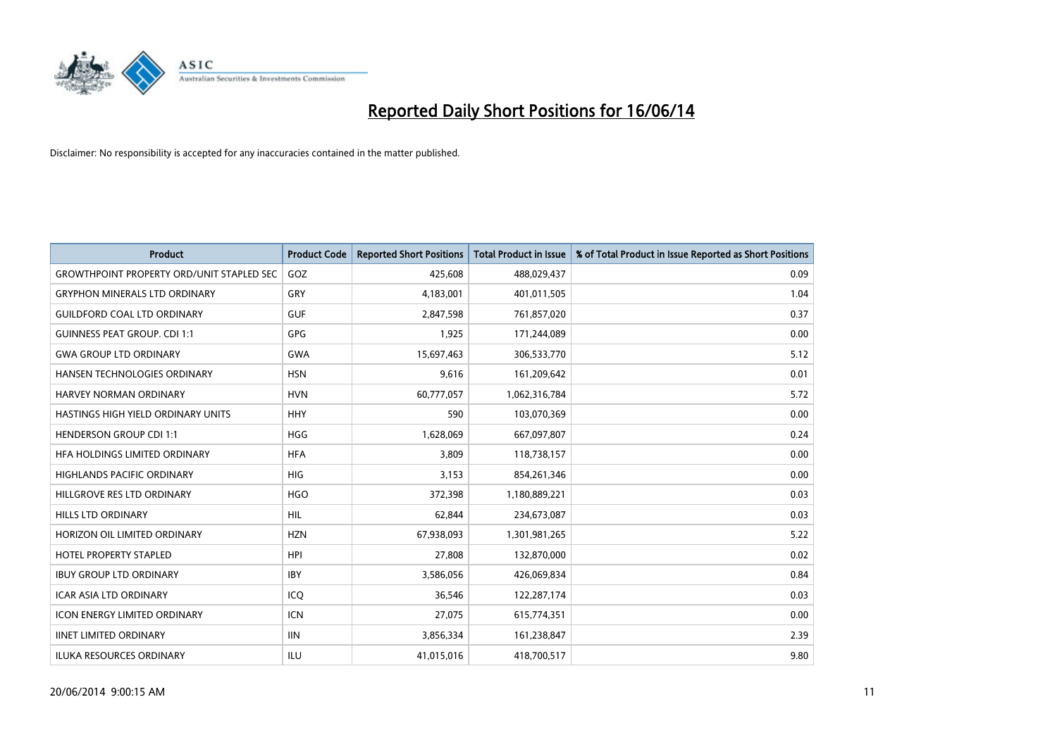# Reported Daily Short Positions for 16/06/14

Disclaimer: No responsibility is accepted for any inaccuracies contained in the matter published.

| Product | Product Code | Reported Short Positions | Total Product in Issue | % of Total Product in Issue Reported as Short Positions |
|---|---|---|---|---|
| GROWTHPOINT PROPERTY ORD/UNIT STAPLED SEC | GOZ | 425,608 | 488,029,437 | 0.09 |
| GRYPHON MINERALS LTD ORDINARY | GRY | 4,183,001 | 401,011,505 | 1.04 |
| GUILDFORD COAL LTD ORDINARY | GUF | 2,847,598 | 761,857,020 | 0.37 |
| GUINNESS PEAT GROUP. CDI 1:1 | GPG | 1,925 | 171,244,089 | 0.00 |
| GWA GROUP LTD ORDINARY | GWA | 15,697,463 | 306,533,770 | 5.12 |
| HANSEN TECHNOLOGIES ORDINARY | HSN | 9,616 | 161,209,642 | 0.01 |
| HARVEY NORMAN ORDINARY | HVN | 60,777,057 | 1,062,316,784 | 5.72 |
| HASTINGS HIGH YIELD ORDINARY UNITS | HHY | 590 | 103,070,369 | 0.00 |
| HENDERSON GROUP CDI 1:1 | HGG | 1,628,069 | 667,097,807 | 0.24 |
| HFA HOLDINGS LIMITED ORDINARY | HFA | 3,809 | 118,738,157 | 0.00 |
| HIGHLANDS PACIFIC ORDINARY | HIG | 3,153 | 854,261,346 | 0.00 |
| HILLGROVE RES LTD ORDINARY | HGO | 372,398 | 1,180,889,221 | 0.03 |
| HILLS LTD ORDINARY | HIL | 62,844 | 234,673,087 | 0.03 |
| HORIZON OIL LIMITED ORDINARY | HZN | 67,938,093 | 1,301,981,265 | 5.22 |
| HOTEL PROPERTY STAPLED | HPI | 27,808 | 132,870,000 | 0.02 |
| IBUY GROUP LTD ORDINARY | IBY | 3,586,056 | 426,069,834 | 0.84 |
| ICAR ASIA LTD ORDINARY | ICQ | 36,546 | 122,287,174 | 0.03 |
| ICON ENERGY LIMITED ORDINARY | ICN | 27,075 | 615,774,351 | 0.00 |
| IINET LIMITED ORDINARY | IIN | 3,856,334 | 161,238,847 | 2.39 |
| ILUKA RESOURCES ORDINARY | ILU | 41,015,016 | 418,700,517 | 9.80 |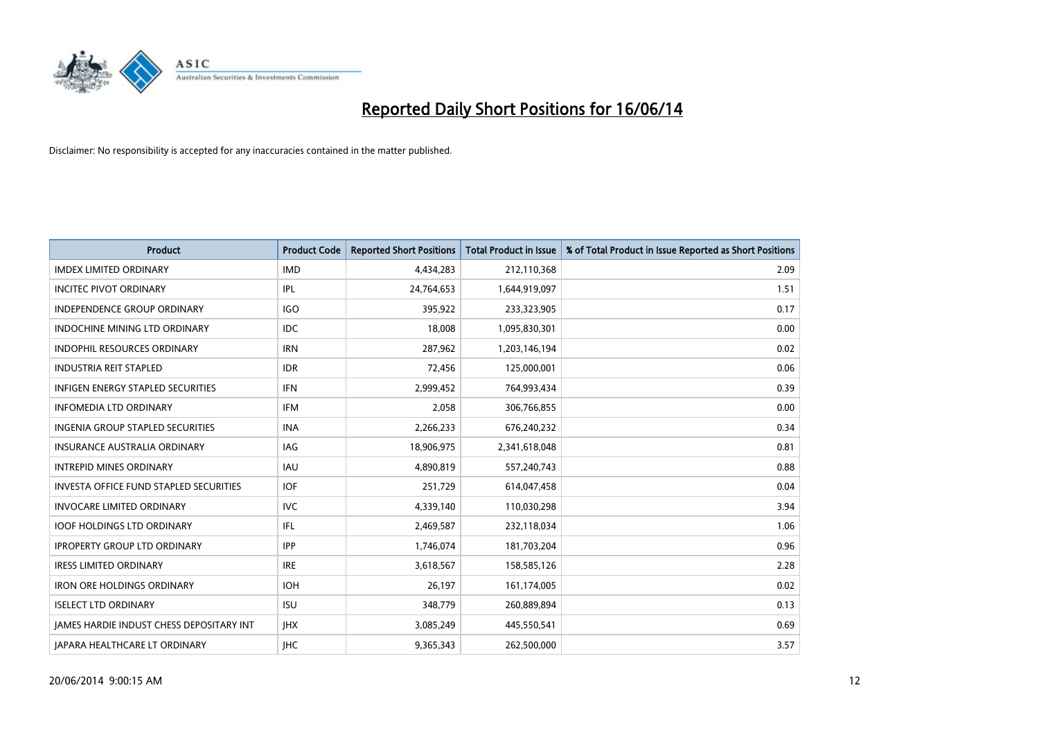# Reported Daily Short Positions for 16/06/14

Disclaimer: No responsibility is accepted for any inaccuracies contained in the matter published.

| Product | Product Code | Reported Short Positions | Total Product in Issue | % of Total Product in Issue Reported as Short Positions |
|---|---|---|---|---|
| IMDEX LIMITED ORDINARY | IMD | 4,434,283 | 212,110,368 | 2.09 |
| INCITEC PIVOT ORDINARY | IPL | 24,764,653 | 1,644,919,097 | 1.51 |
| INDEPENDENCE GROUP ORDINARY | IGO | 395,922 | 233,323,905 | 0.17 |
| INDOCHINE MINING LTD ORDINARY | IDC | 18,008 | 1,095,830,301 | 0.00 |
| INDOPHIL RESOURCES ORDINARY | IRN | 287,962 | 1,203,146,194 | 0.02 |
| INDUSTRIA REIT STAPLED | IDR | 72,456 | 125,000,001 | 0.06 |
| INFIGEN ENERGY STAPLED SECURITIES | IFN | 2,999,452 | 764,993,434 | 0.39 |
| INFOMEDIA LTD ORDINARY | IFM | 2,058 | 306,766,855 | 0.00 |
| INGENIA GROUP STAPLED SECURITIES | INA | 2,266,233 | 676,240,232 | 0.34 |
| INSURANCE AUSTRALIA ORDINARY | IAG | 18,906,975 | 2,341,618,048 | 0.81 |
| INTREPID MINES ORDINARY | IAU | 4,890,819 | 557,240,743 | 0.88 |
| INVESTA OFFICE FUND STAPLED SECURITIES | IOF | 251,729 | 614,047,458 | 0.04 |
| INVOCARE LIMITED ORDINARY | IVC | 4,339,140 | 110,030,298 | 3.94 |
| IOOF HOLDINGS LTD ORDINARY | IFL | 2,469,587 | 232,118,034 | 1.06 |
| IPROPERTY GROUP LTD ORDINARY | IPP | 1,746,074 | 181,703,204 | 0.96 |
| IRESS LIMITED ORDINARY | IRE | 3,618,567 | 158,585,126 | 2.28 |
| IRON ORE HOLDINGS ORDINARY | IOH | 26,197 | 161,174,005 | 0.02 |
| ISELECT LTD ORDINARY | ISU | 348,779 | 260,889,894 | 0.13 |
| JAMES HARDIE INDUST CHESS DEPOSITARY INT | JHX | 3,085,249 | 445,550,541 | 0.69 |
| JAPARA HEALTHCARE LT ORDINARY | JHC | 9,365,343 | 262,500,000 | 3.57 |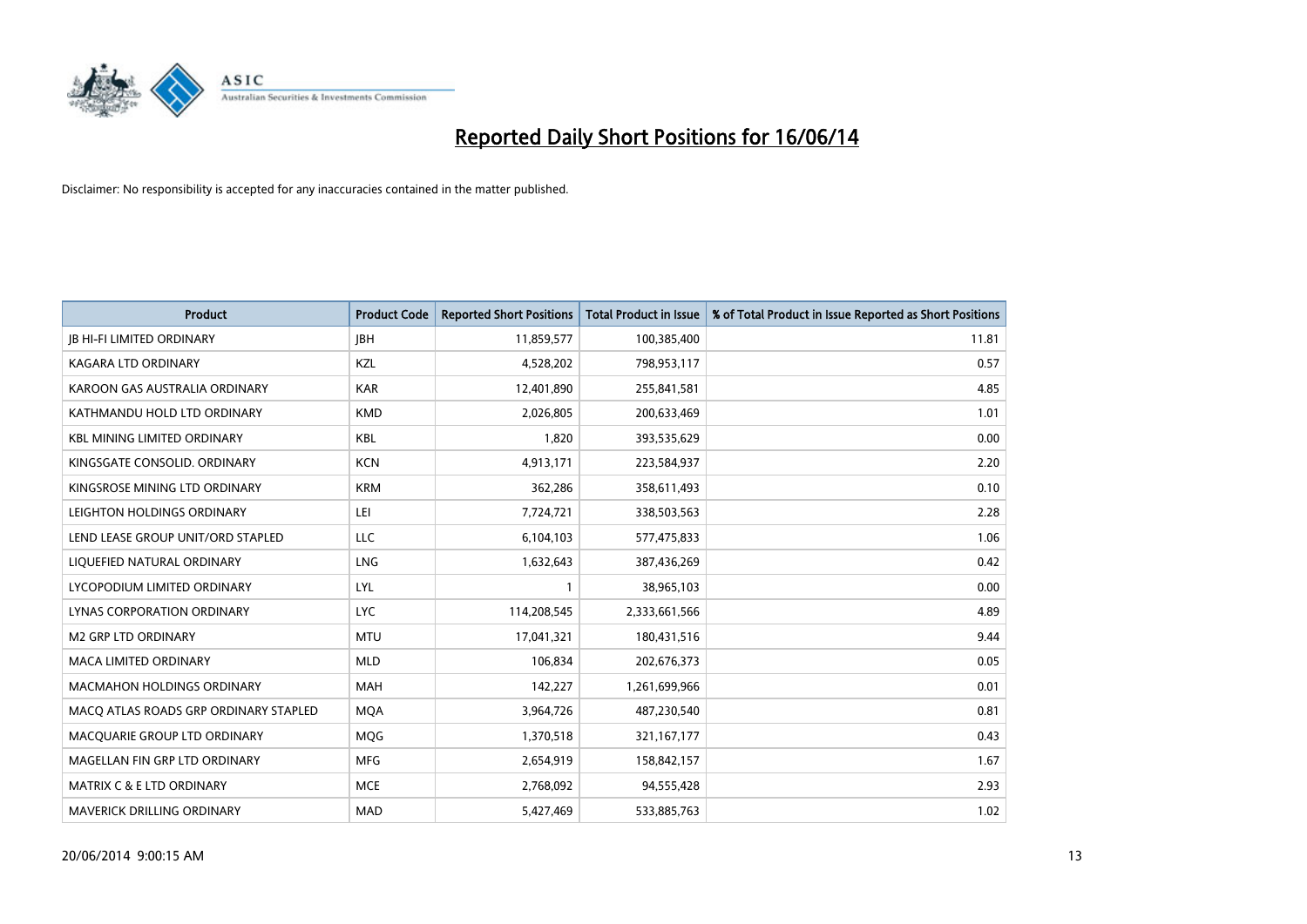# Reported Daily Short Positions for 16/06/14

Disclaimer: No responsibility is accepted for any inaccuracies contained in the matter published.

| Product | Product Code | Reported Short Positions | Total Product in Issue | % of Total Product in Issue Reported as Short Positions |
|---|---|---|---|---|
| JB HI-FI LIMITED ORDINARY | JBH | 11,859,577 | 100,385,400 | 11.81 |
| KAGARA LTD ORDINARY | KZL | 4,528,202 | 798,953,117 | 0.57 |
| KAROON GAS AUSTRALIA ORDINARY | KAR | 12,401,890 | 255,841,581 | 4.85 |
| KATHMANDU HOLD LTD ORDINARY | KMD | 2,026,805 | 200,633,469 | 1.01 |
| KBL MINING LIMITED ORDINARY | KBL | 1,820 | 393,535,629 | 0.00 |
| KINGSGATE CONSOLID. ORDINARY | KCN | 4,913,171 | 223,584,937 | 2.20 |
| KINGSROSE MINING LTD ORDINARY | KRM | 362,286 | 358,611,493 | 0.10 |
| LEIGHTON HOLDINGS ORDINARY | LEI | 7,724,721 | 338,503,563 | 2.28 |
| LEND LEASE GROUP UNIT/ORD STAPLED | LLC | 6,104,103 | 577,475,833 | 1.06 |
| LIQUEFIED NATURAL ORDINARY | LNG | 1,632,643 | 387,436,269 | 0.42 |
| LYCOPODIUM LIMITED ORDINARY | LYL | 1 | 38,965,103 | 0.00 |
| LYNAS CORPORATION ORDINARY | LYC | 114,208,545 | 2,333,661,566 | 4.89 |
| M2 GRP LTD ORDINARY | MTU | 17,041,321 | 180,431,516 | 9.44 |
| MACA LIMITED ORDINARY | MLD | 106,834 | 202,676,373 | 0.05 |
| MACMAHON HOLDINGS ORDINARY | MAH | 142,227 | 1,261,699,966 | 0.01 |
| MACQ ATLAS ROADS GRP ORDINARY STAPLED | MQA | 3,964,726 | 487,230,540 | 0.81 |
| MACQUARIE GROUP LTD ORDINARY | MQG | 1,370,518 | 321,167,177 | 0.43 |
| MAGELLAN FIN GRP LTD ORDINARY | MFG | 2,654,919 | 158,842,157 | 1.67 |
| MATRIX C & E LTD ORDINARY | MCE | 2,768,092 | 94,555,428 | 2.93 |
| MAVERICK DRILLING ORDINARY | MAD | 5,427,469 | 533,885,763 | 1.02 |

20/06/2014 9:00:15 AM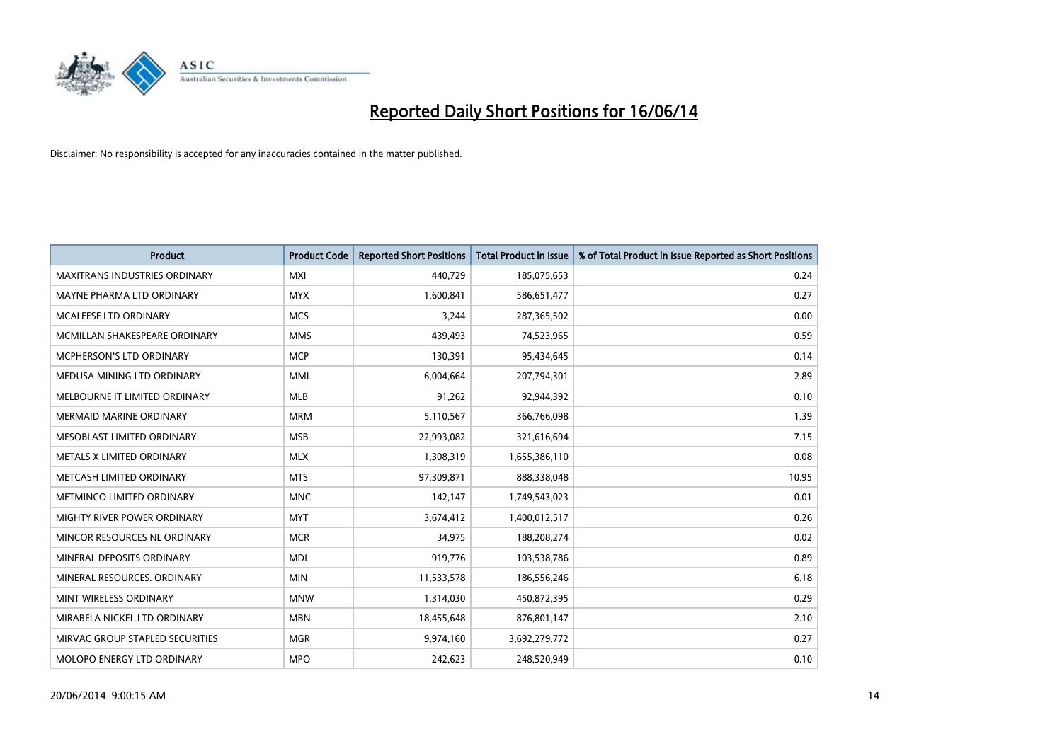# Reported Daily Short Positions for 16/06/14

Disclaimer: No responsibility is accepted for any inaccuracies contained in the matter published.

| Product | Product Code | Reported Short Positions | Total Product in Issue | % of Total Product in Issue Reported as Short Positions |
|---|---|---|---|---|
| MAXITRANS INDUSTRIES ORDINARY | MXI | 440,729 | 185,075,653 | 0.24 |
| MAYNE PHARMA LTD ORDINARY | MYX | 1,600,841 | 586,651,477 | 0.27 |
| MCALEESE LTD ORDINARY | MCS | 3,244 | 287,365,502 | 0.00 |
| MCMILLAN SHAKESPEARE ORDINARY | MMS | 439,493 | 74,523,965 | 0.59 |
| MCPHERSON'S LTD ORDINARY | MCP | 130,391 | 95,434,645 | 0.14 |
| MEDUSA MINING LTD ORDINARY | MML | 6,004,664 | 207,794,301 | 2.89 |
| MELBOURNE IT LIMITED ORDINARY | MLB | 91,262 | 92,944,392 | 0.10 |
| MERMAID MARINE ORDINARY | MRM | 5,110,567 | 366,766,098 | 1.39 |
| MESOBLAST LIMITED ORDINARY | MSB | 22,993,082 | 321,616,694 | 7.15 |
| METALS X LIMITED ORDINARY | MLX | 1,308,319 | 1,655,386,110 | 0.08 |
| METCASH LIMITED ORDINARY | MTS | 97,309,871 | 888,338,048 | 10.95 |
| METMINCO LIMITED ORDINARY | MNC | 142,147 | 1,749,543,023 | 0.01 |
| MIGHTY RIVER POWER ORDINARY | MYT | 3,674,412 | 1,400,012,517 | 0.26 |
| MINCOR RESOURCES NL ORDINARY | MCR | 34,975 | 188,208,274 | 0.02 |
| MINERAL DEPOSITS ORDINARY | MDL | 919,776 | 103,538,786 | 0.89 |
| MINERAL RESOURCES. ORDINARY | MIN | 11,533,578 | 186,556,246 | 6.18 |
| MINT WIRELESS ORDINARY | MNW | 1,314,030 | 450,872,395 | 0.29 |
| MIRABELA NICKEL LTD ORDINARY | MBN | 18,455,648 | 876,801,147 | 2.10 |
| MIRVAC GROUP STAPLED SECURITIES | MGR | 9,974,160 | 3,692,279,772 | 0.27 |
| MOLOPO ENERGY LTD ORDINARY | MPO | 242,623 | 248,520,949 | 0.10 |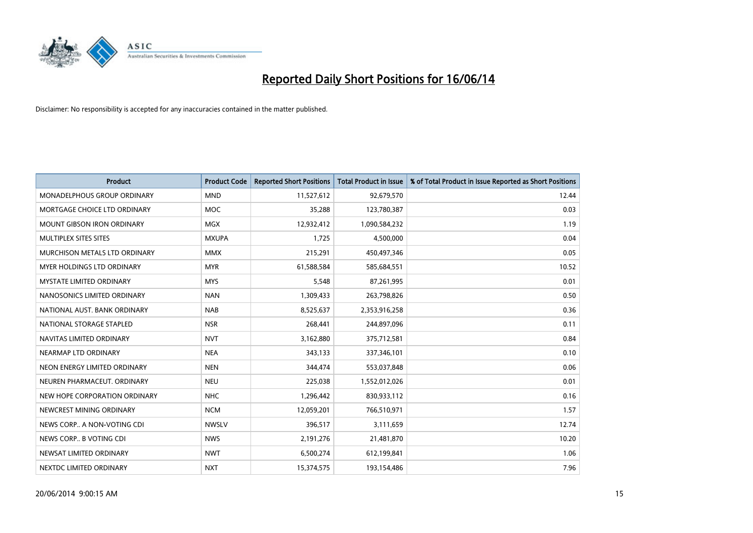# Reported Daily Short Positions for 16/06/14

Disclaimer: No responsibility is accepted for any inaccuracies contained in the matter published.

| Product | Product Code | Reported Short Positions | Total Product in Issue | % of Total Product in Issue Reported as Short Positions |
|---|---|---|---|---|
| MONADELPHOUS GROUP ORDINARY | MND | 11,527,612 | 92,679,570 | 12.44 |
| MORTGAGE CHOICE LTD ORDINARY | MOC | 35,288 | 123,780,387 | 0.03 |
| MOUNT GIBSON IRON ORDINARY | MGX | 12,932,412 | 1,090,584,232 | 1.19 |
| MULTIPLEX SITES SITES | MXUPA | 1,725 | 4,500,000 | 0.04 |
| MURCHISON METALS LTD ORDINARY | MMX | 215,291 | 450,497,346 | 0.05 |
| MYER HOLDINGS LTD ORDINARY | MYR | 61,588,584 | 585,684,551 | 10.52 |
| MYSTATE LIMITED ORDINARY | MYS | 5,548 | 87,261,995 | 0.01 |
| NANOSONICS LIMITED ORDINARY | NAN | 1,309,433 | 263,798,826 | 0.50 |
| NATIONAL AUST. BANK ORDINARY | NAB | 8,525,637 | 2,353,916,258 | 0.36 |
| NATIONAL STORAGE STAPLED | NSR | 268,441 | 244,897,096 | 0.11 |
| NAVITAS LIMITED ORDINARY | NVT | 3,162,880 | 375,712,581 | 0.84 |
| NEARMAP LTD ORDINARY | NEA | 343,133 | 337,346,101 | 0.10 |
| NEON ENERGY LIMITED ORDINARY | NEN | 344,474 | 553,037,848 | 0.06 |
| NEUREN PHARMACEUT. ORDINARY | NEU | 225,038 | 1,552,012,026 | 0.01 |
| NEW HOPE CORPORATION ORDINARY | NHC | 1,296,442 | 830,933,112 | 0.16 |
| NEWCREST MINING ORDINARY | NCM | 12,059,201 | 766,510,971 | 1.57 |
| NEWS CORP.. A NON-VOTING CDI | NWSLV | 396,517 | 3,111,659 | 12.74 |
| NEWS CORP.. B VOTING CDI | NWS | 2,191,276 | 21,481,870 | 10.20 |
| NEWSAT LIMITED ORDINARY | NWT | 6,500,274 | 612,199,841 | 1.06 |
| NEXTDC LIMITED ORDINARY | NXT | 15,374,575 | 193,154,486 | 7.96 |

20/06/2014 9:00:15 AM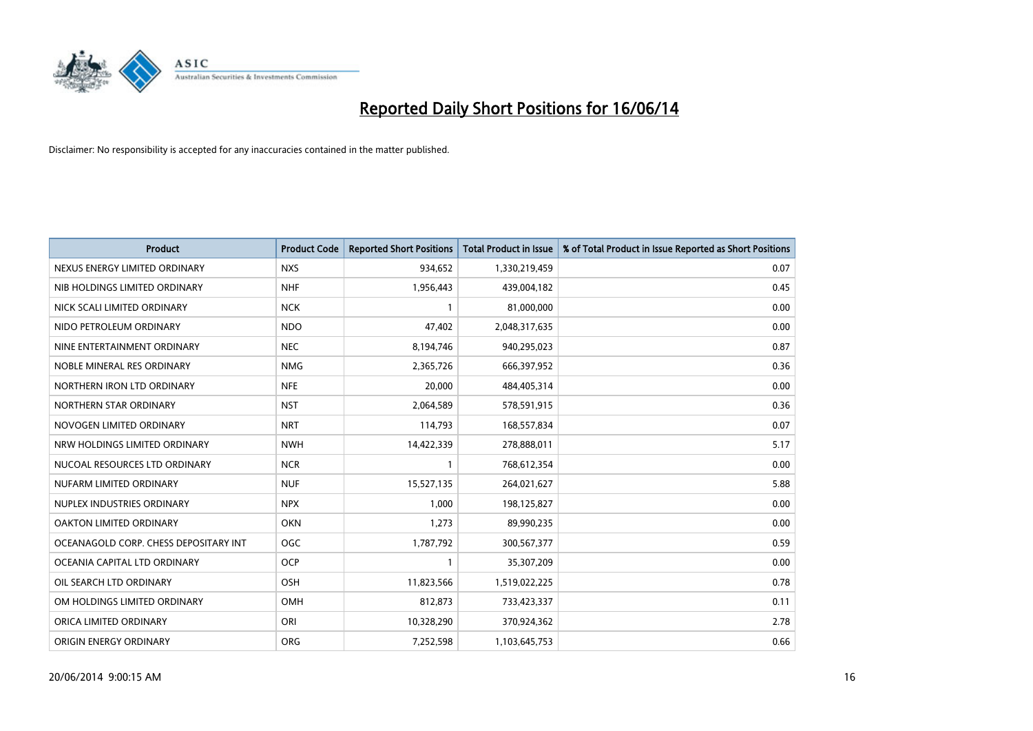# Reported Daily Short Positions for 16/06/14

Disclaimer: No responsibility is accepted for any inaccuracies contained in the matter published.

| Product | Product Code | Reported Short Positions | Total Product in Issue | % of Total Product in Issue Reported as Short Positions |
|---|---|---|---|---|
| NEXUS ENERGY LIMITED ORDINARY | NXS | 934,652 | 1,330,219,459 | 0.07 |
| NIB HOLDINGS LIMITED ORDINARY | NHF | 1,956,443 | 439,004,182 | 0.45 |
| NICK SCALI LIMITED ORDINARY | NCK | 1 | 81,000,000 | 0.00 |
| NIDO PETROLEUM ORDINARY | NDO | 47,402 | 2,048,317,635 | 0.00 |
| NINE ENTERTAINMENT ORDINARY | NEC | 8,194,746 | 940,295,023 | 0.87 |
| NOBLE MINERAL RES ORDINARY | NMG | 2,365,726 | 666,397,952 | 0.36 |
| NORTHERN IRON LTD ORDINARY | NFE | 20,000 | 484,405,314 | 0.00 |
| NORTHERN STAR ORDINARY | NST | 2,064,589 | 578,591,915 | 0.36 |
| NOVOGEN LIMITED ORDINARY | NRT | 114,793 | 168,557,834 | 0.07 |
| NRW HOLDINGS LIMITED ORDINARY | NWH | 14,422,339 | 278,888,011 | 5.17 |
| NUCOAL RESOURCES LTD ORDINARY | NCR | 1 | 768,612,354 | 0.00 |
| NUFARM LIMITED ORDINARY | NUF | 15,527,135 | 264,021,627 | 5.88 |
| NUPLEX INDUSTRIES ORDINARY | NPX | 1,000 | 198,125,827 | 0.00 |
| OAKTON LIMITED ORDINARY | OKN | 1,273 | 89,990,235 | 0.00 |
| OCEANAGOLD CORP. CHESS DEPOSITARY INT | OGC | 1,787,792 | 300,567,377 | 0.59 |
| OCEANIA CAPITAL LTD ORDINARY | OCP | 1 | 35,307,209 | 0.00 |
| OIL SEARCH LTD ORDINARY | OSH | 11,823,566 | 1,519,022,225 | 0.78 |
| OM HOLDINGS LIMITED ORDINARY | OMH | 812,873 | 733,423,337 | 0.11 |
| ORICA LIMITED ORDINARY | ORI | 10,328,290 | 370,924,362 | 2.78 |
| ORIGIN ENERGY ORDINARY | ORG | 7,252,598 | 1,103,645,753 | 0.66 |

20/06/2014 9:00:15 AM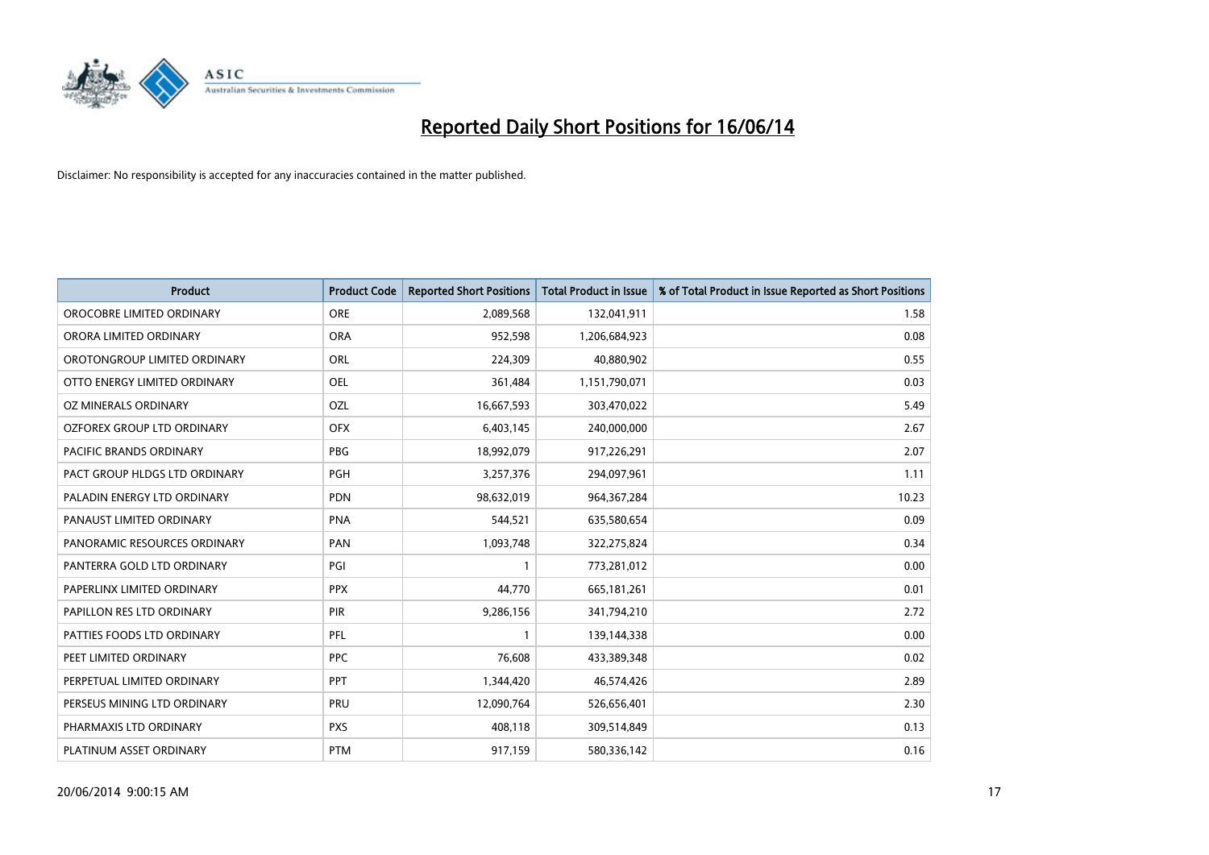# Reported Daily Short Positions for 16/06/14

Disclaimer: No responsibility is accepted for any inaccuracies contained in the matter published.

| Product | Product Code | Reported Short Positions | Total Product in Issue | % of Total Product in Issue Reported as Short Positions |
|---|---|---|---|---|
| OROCOBRE LIMITED ORDINARY | ORE | 2,089,568 | 132,041,911 | 1.58 |
| ORORA LIMITED ORDINARY | ORA | 952,598 | 1,206,684,923 | 0.08 |
| OROTONGROUP LIMITED ORDINARY | ORL | 224,309 | 40,880,902 | 0.55 |
| OTTO ENERGY LIMITED ORDINARY | OEL | 361,484 | 1,151,790,071 | 0.03 |
| OZ MINERALS ORDINARY | OZL | 16,667,593 | 303,470,022 | 5.49 |
| OZFOREX GROUP LTD ORDINARY | OFX | 6,403,145 | 240,000,000 | 2.67 |
| PACIFIC BRANDS ORDINARY | PBG | 18,992,079 | 917,226,291 | 2.07 |
| PACT GROUP HLDGS LTD ORDINARY | PGH | 3,257,376 | 294,097,961 | 1.11 |
| PALADIN ENERGY LTD ORDINARY | PDN | 98,632,019 | 964,367,284 | 10.23 |
| PANAUST LIMITED ORDINARY | PNA | 544,521 | 635,580,654 | 0.09 |
| PANORAMIC RESOURCES ORDINARY | PAN | 1,093,748 | 322,275,824 | 0.34 |
| PANTERRA GOLD LTD ORDINARY | PGI | 1 | 773,281,012 | 0.00 |
| PAPERLINX LIMITED ORDINARY | PPX | 44,770 | 665,181,261 | 0.01 |
| PAPILLON RES LTD ORDINARY | PIR | 9,286,156 | 341,794,210 | 2.72 |
| PATTIES FOODS LTD ORDINARY | PFL | 1 | 139,144,338 | 0.00 |
| PEET LIMITED ORDINARY | PPC | 76,608 | 433,389,348 | 0.02 |
| PERPETUAL LIMITED ORDINARY | PPT | 1,344,420 | 46,574,426 | 2.89 |
| PERSEUS MINING LTD ORDINARY | PRU | 12,090,764 | 526,656,401 | 2.30 |
| PHARMAXIS LTD ORDINARY | PXS | 408,118 | 309,514,849 | 0.13 |
| PLATINUM ASSET ORDINARY | PTM | 917,159 | 580,336,142 | 0.16 |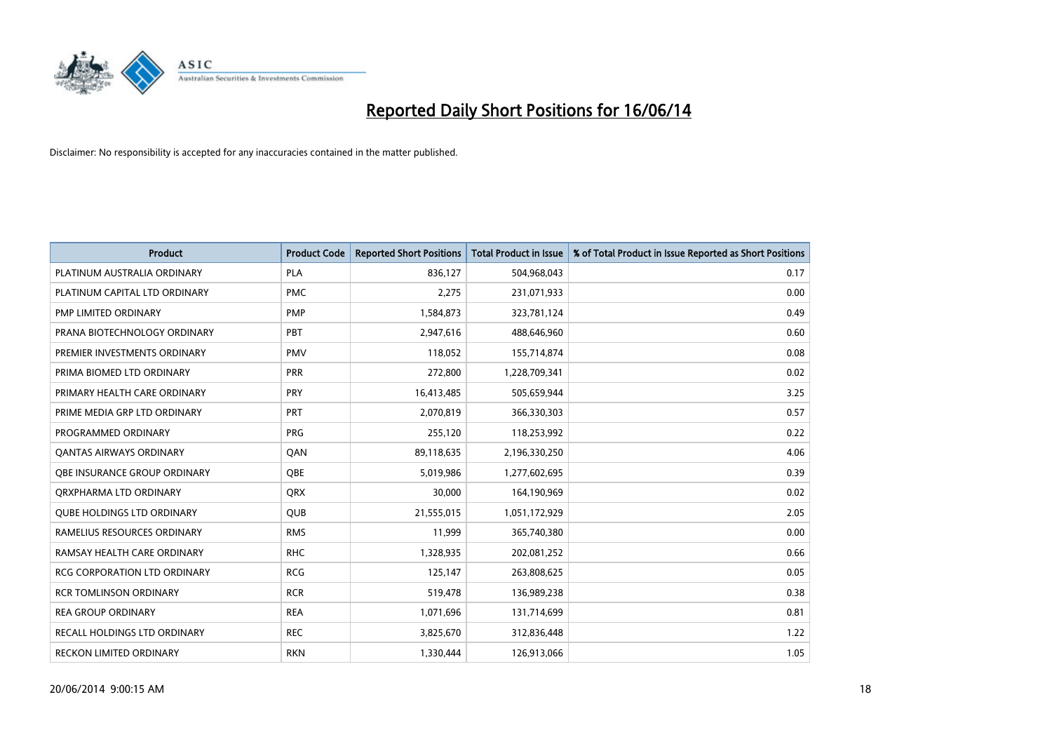# Reported Daily Short Positions for 16/06/14

Disclaimer: No responsibility is accepted for any inaccuracies contained in the matter published.

| Product | Product Code | Reported Short Positions | Total Product in Issue | % of Total Product in Issue Reported as Short Positions |
|---|---|---|---|---|
| PLATINUM AUSTRALIA ORDINARY | PLA | 836,127 | 504,968,043 | 0.17 |
| PLATINUM CAPITAL LTD ORDINARY | PMC | 2,275 | 231,071,933 | 0.00 |
| PMP LIMITED ORDINARY | PMP | 1,584,873 | 323,781,124 | 0.49 |
| PRANA BIOTECHNOLOGY ORDINARY | PBT | 2,947,616 | 488,646,960 | 0.60 |
| PREMIER INVESTMENTS ORDINARY | PMV | 118,052 | 155,714,874 | 0.08 |
| PRIMA BIOMED LTD ORDINARY | PRR | 272,800 | 1,228,709,341 | 0.02 |
| PRIMARY HEALTH CARE ORDINARY | PRY | 16,413,485 | 505,659,944 | 3.25 |
| PRIME MEDIA GRP LTD ORDINARY | PRT | 2,070,819 | 366,330,303 | 0.57 |
| PROGRAMMED ORDINARY | PRG | 255,120 | 118,253,992 | 0.22 |
| QANTAS AIRWAYS ORDINARY | QAN | 89,118,635 | 2,196,330,250 | 4.06 |
| QBE INSURANCE GROUP ORDINARY | QBE | 5,019,986 | 1,277,602,695 | 0.39 |
| QRXPHARMA LTD ORDINARY | QRX | 30,000 | 164,190,969 | 0.02 |
| QUBE HOLDINGS LTD ORDINARY | QUB | 21,555,015 | 1,051,172,929 | 2.05 |
| RAMELIUS RESOURCES ORDINARY | RMS | 11,999 | 365,740,380 | 0.00 |
| RAMSAY HEALTH CARE ORDINARY | RHC | 1,328,935 | 202,081,252 | 0.66 |
| RCG CORPORATION LTD ORDINARY | RCG | 125,147 | 263,808,625 | 0.05 |
| RCR TOMLINSON ORDINARY | RCR | 519,478 | 136,989,238 | 0.38 |
| REA GROUP ORDINARY | REA | 1,071,696 | 131,714,699 | 0.81 |
| RECALL HOLDINGS LTD ORDINARY | REC | 3,825,670 | 312,836,448 | 1.22 |
| RECKON LIMITED ORDINARY | RKN | 1,330,444 | 126,913,066 | 1.05 |

20/06/2014 9:00:15 AM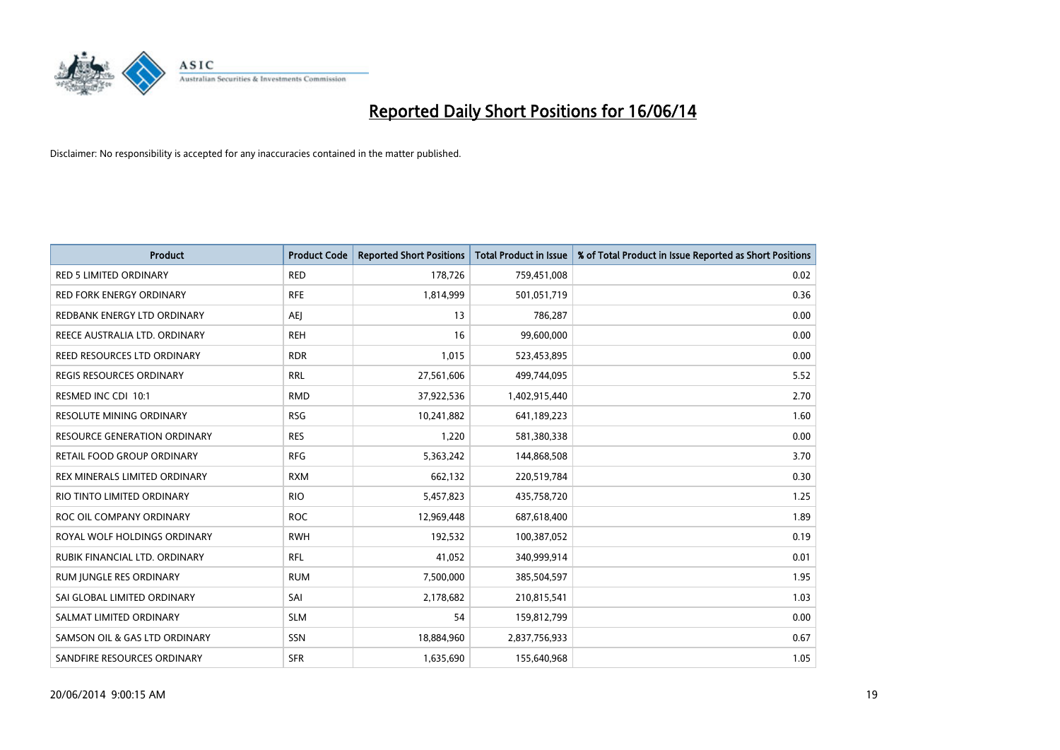# Reported Daily Short Positions for 16/06/14

Disclaimer: No responsibility is accepted for any inaccuracies contained in the matter published.

| Product | Product Code | Reported Short Positions | Total Product in Issue | % of Total Product in Issue Reported as Short Positions |
|---|---|---|---|---|
| RED 5 LIMITED ORDINARY | RED | 178,726 | 759,451,008 | 0.02 |
| RED FORK ENERGY ORDINARY | RFE | 1,814,999 | 501,051,719 | 0.36 |
| REDBANK ENERGY LTD ORDINARY | AEJ | 13 | 786,287 | 0.00 |
| REECE AUSTRALIA LTD. ORDINARY | REH | 16 | 99,600,000 | 0.00 |
| REED RESOURCES LTD ORDINARY | RDR | 1,015 | 523,453,895 | 0.00 |
| REGIS RESOURCES ORDINARY | RRL | 27,561,606 | 499,744,095 | 5.52 |
| RESMED INC CDI 10:1 | RMD | 37,922,536 | 1,402,915,440 | 2.70 |
| RESOLUTE MINING ORDINARY | RSG | 10,241,882 | 641,189,223 | 1.60 |
| RESOURCE GENERATION ORDINARY | RES | 1,220 | 581,380,338 | 0.00 |
| RETAIL FOOD GROUP ORDINARY | RFG | 5,363,242 | 144,868,508 | 3.70 |
| REX MINERALS LIMITED ORDINARY | RXM | 662,132 | 220,519,784 | 0.30 |
| RIO TINTO LIMITED ORDINARY | RIO | 5,457,823 | 435,758,720 | 1.25 |
| ROC OIL COMPANY ORDINARY | ROC | 12,969,448 | 687,618,400 | 1.89 |
| ROYAL WOLF HOLDINGS ORDINARY | RWH | 192,532 | 100,387,052 | 0.19 |
| RUBIK FINANCIAL LTD. ORDINARY | RFL | 41,052 | 340,999,914 | 0.01 |
| RUM JUNGLE RES ORDINARY | RUM | 7,500,000 | 385,504,597 | 1.95 |
| SAI GLOBAL LIMITED ORDINARY | SAI | 2,178,682 | 210,815,541 | 1.03 |
| SALMAT LIMITED ORDINARY | SLM | 54 | 159,812,799 | 0.00 |
| SAMSON OIL & GAS LTD ORDINARY | SSN | 18,884,960 | 2,837,756,933 | 0.67 |
| SANDFIRE RESOURCES ORDINARY | SFR | 1,635,690 | 155,640,968 | 1.05 |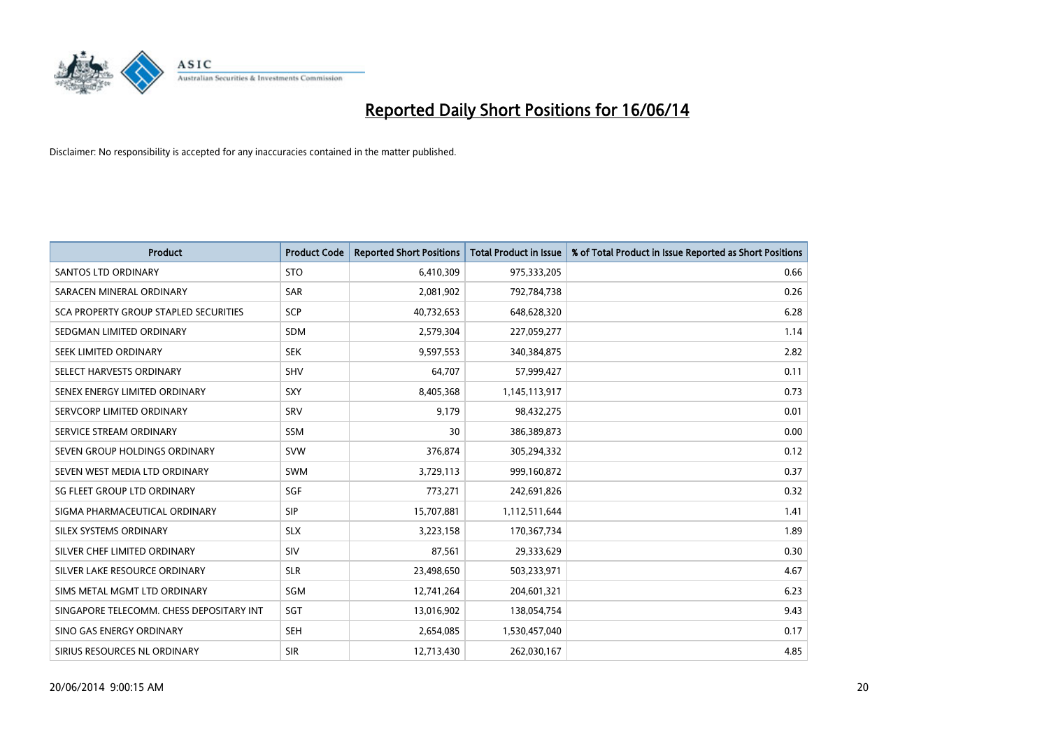# Reported Daily Short Positions for 16/06/14

Disclaimer: No responsibility is accepted for any inaccuracies contained in the matter published.

| Product | Product Code | Reported Short Positions | Total Product in Issue | % of Total Product in Issue Reported as Short Positions |
| --- | --- | --- | --- | --- |
| SANTOS LTD ORDINARY | STO | 6,410,309 | 975,333,205 | 0.66 |
| SARACEN MINERAL ORDINARY | SAR | 2,081,902 | 792,784,738 | 0.26 |
| SCA PROPERTY GROUP STAPLED SECURITIES | SCP | 40,732,653 | 648,628,320 | 6.28 |
| SEDGMAN LIMITED ORDINARY | SDM | 2,579,304 | 227,059,277 | 1.14 |
| SEEK LIMITED ORDINARY | SEK | 9,597,553 | 340,384,875 | 2.82 |
| SELECT HARVESTS ORDINARY | SHV | 64,707 | 57,999,427 | 0.11 |
| SENEX ENERGY LIMITED ORDINARY | SXY | 8,405,368 | 1,145,113,917 | 0.73 |
| SERVCORP LIMITED ORDINARY | SRV | 9,179 | 98,432,275 | 0.01 |
| SERVICE STREAM ORDINARY | SSM | 30 | 386,389,873 | 0.00 |
| SEVEN GROUP HOLDINGS ORDINARY | SVW | 376,874 | 305,294,332 | 0.12 |
| SEVEN WEST MEDIA LTD ORDINARY | SWM | 3,729,113 | 999,160,872 | 0.37 |
| SG FLEET GROUP LTD ORDINARY | SGF | 773,271 | 242,691,826 | 0.32 |
| SIGMA PHARMACEUTICAL ORDINARY | SIP | 15,707,881 | 1,112,511,644 | 1.41 |
| SILEX SYSTEMS ORDINARY | SLX | 3,223,158 | 170,367,734 | 1.89 |
| SILVER CHEF LIMITED ORDINARY | SIV | 87,561 | 29,333,629 | 0.30 |
| SILVER LAKE RESOURCE ORDINARY | SLR | 23,498,650 | 503,233,971 | 4.67 |
| SIMS METAL MGMT LTD ORDINARY | SGM | 12,741,264 | 204,601,321 | 6.23 |
| SINGAPORE TELECOMM. CHESS DEPOSITARY INT | SGT | 13,016,902 | 138,054,754 | 9.43 |
| SINO GAS ENERGY ORDINARY | SEH | 2,654,085 | 1,530,457,040 | 0.17 |
| SIRIUS RESOURCES NL ORDINARY | SIR | 12,713,430 | 262,030,167 | 4.85 |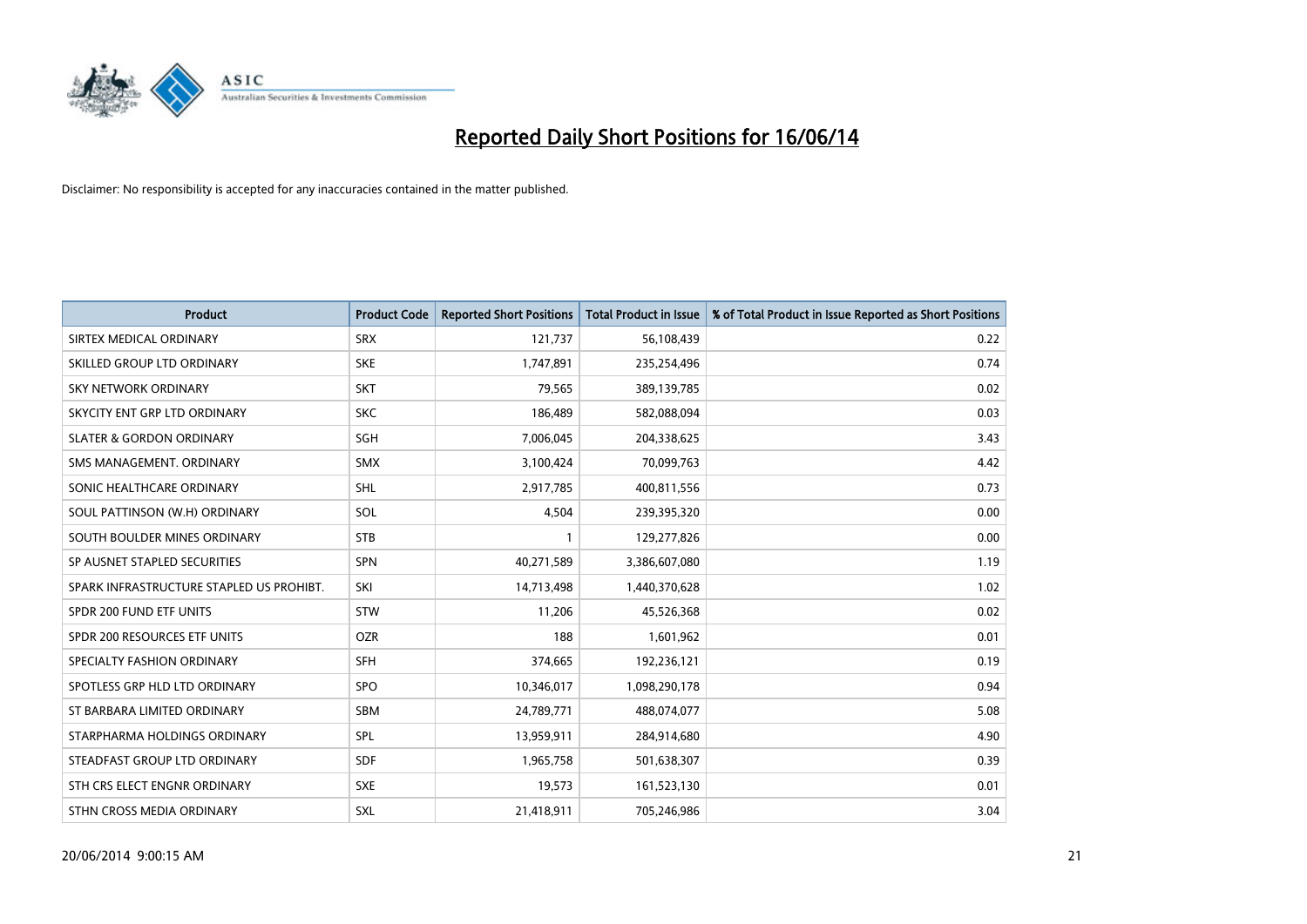# Reported Daily Short Positions for 16/06/14

Disclaimer: No responsibility is accepted for any inaccuracies contained in the matter published.

| Product | Product Code | Reported Short Positions | Total Product in Issue | % of Total Product in Issue Reported as Short Positions |
|---|---|---|---|---|
| SIRTEX MEDICAL ORDINARY | SRX | 121,737 | 56,108,439 | 0.22 |
| SKILLED GROUP LTD ORDINARY | SKE | 1,747,891 | 235,254,496 | 0.74 |
| SKY NETWORK ORDINARY | SKT | 79,565 | 389,139,785 | 0.02 |
| SKYCITY ENT GRP LTD ORDINARY | SKC | 186,489 | 582,088,094 | 0.03 |
| SLATER & GORDON ORDINARY | SGH | 7,006,045 | 204,338,625 | 3.43 |
| SMS MANAGEMENT. ORDINARY | SMX | 3,100,424 | 70,099,763 | 4.42 |
| SONIC HEALTHCARE ORDINARY | SHL | 2,917,785 | 400,811,556 | 0.73 |
| SOUL PATTINSON (W.H) ORDINARY | SOL | 4,504 | 239,395,320 | 0.00 |
| SOUTH BOULDER MINES ORDINARY | STB | 1 | 129,277,826 | 0.00 |
| SP AUSNET STAPLED SECURITIES | SPN | 40,271,589 | 3,386,607,080 | 1.19 |
| SPARK INFRASTRUCTURE STAPLED US PROHIBT. | SKI | 14,713,498 | 1,440,370,628 | 1.02 |
| SPDR 200 FUND ETF UNITS | STW | 11,206 | 45,526,368 | 0.02 |
| SPDR 200 RESOURCES ETF UNITS | OZR | 188 | 1,601,962 | 0.01 |
| SPECIALTY FASHION ORDINARY | SFH | 374,665 | 192,236,121 | 0.19 |
| SPOTLESS GRP HLD LTD ORDINARY | SPO | 10,346,017 | 1,098,290,178 | 0.94 |
| ST BARBARA LIMITED ORDINARY | SBM | 24,789,771 | 488,074,077 | 5.08 |
| STARPHARMA HOLDINGS ORDINARY | SPL | 13,959,911 | 284,914,680 | 4.90 |
| STEADFAST GROUP LTD ORDINARY | SDF | 1,965,758 | 501,638,307 | 0.39 |
| STH CRS ELECT ENGNR ORDINARY | SXE | 19,573 | 161,523,130 | 0.01 |
| STHN CROSS MEDIA ORDINARY | SXL | 21,418,911 | 705,246,986 | 3.04 |

20/06/2014 9:00:15 AM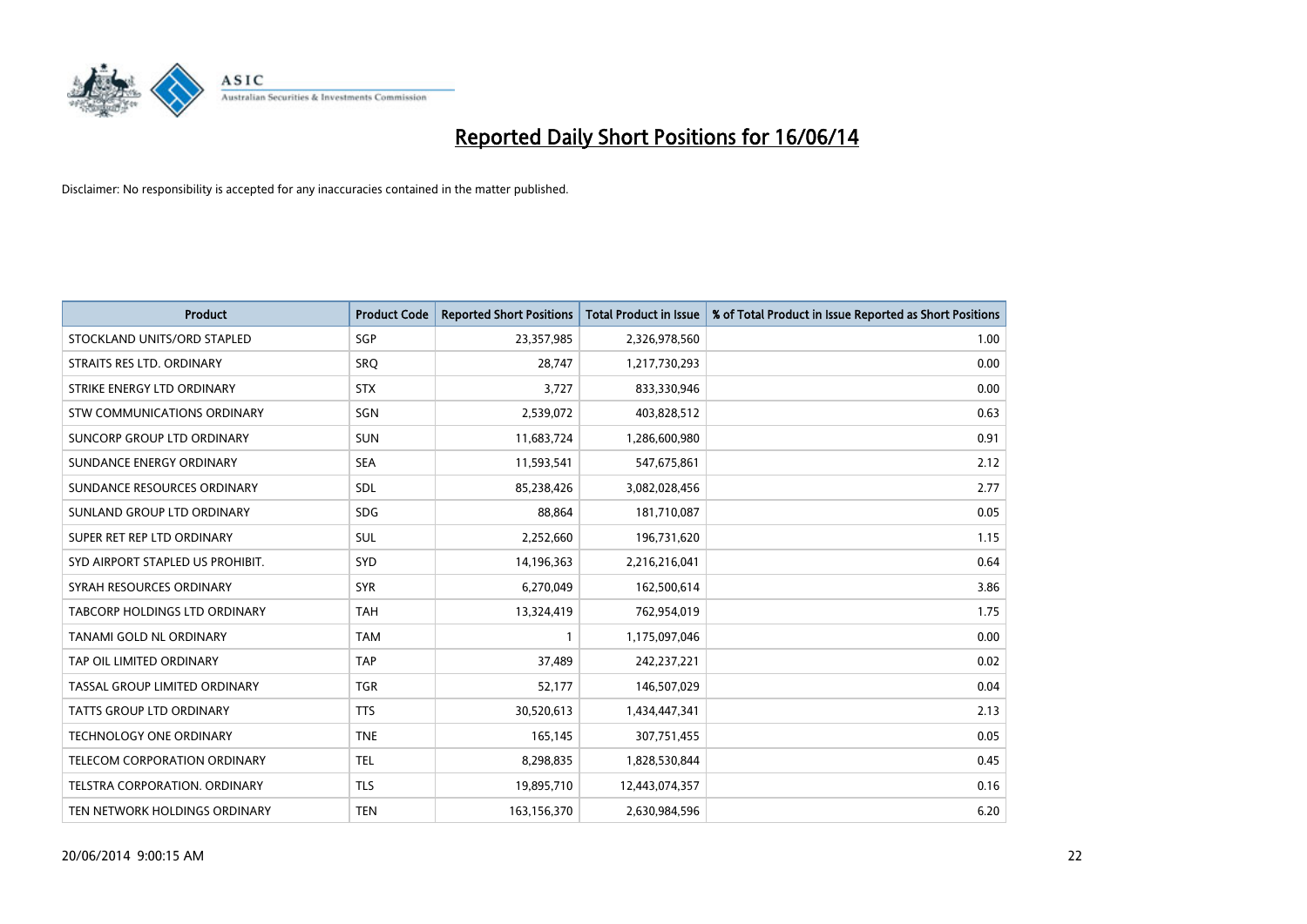# Reported Daily Short Positions for 16/06/14

Disclaimer: No responsibility is accepted for any inaccuracies contained in the matter published.

| Product | Product Code | Reported Short Positions | Total Product in Issue | % of Total Product in Issue Reported as Short Positions |
|---|---|---|---|---|
| STOCKLAND UNITS/ORD STAPLED | SGP | 23,357,985 | 2,326,978,560 | 1.00 |
| STRAITS RES LTD. ORDINARY | SRQ | 28,747 | 1,217,730,293 | 0.00 |
| STRIKE ENERGY LTD ORDINARY | STX | 3,727 | 833,330,946 | 0.00 |
| STW COMMUNICATIONS ORDINARY | SGN | 2,539,072 | 403,828,512 | 0.63 |
| SUNCORP GROUP LTD ORDINARY | SUN | 11,683,724 | 1,286,600,980 | 0.91 |
| SUNDANCE ENERGY ORDINARY | SEA | 11,593,541 | 547,675,861 | 2.12 |
| SUNDANCE RESOURCES ORDINARY | SDL | 85,238,426 | 3,082,028,456 | 2.77 |
| SUNLAND GROUP LTD ORDINARY | SDG | 88,864 | 181,710,087 | 0.05 |
| SUPER RET REP LTD ORDINARY | SUL | 2,252,660 | 196,731,620 | 1.15 |
| SYD AIRPORT STAPLED US PROHIBIT. | SYD | 14,196,363 | 2,216,216,041 | 0.64 |
| SYRAH RESOURCES ORDINARY | SYR | 6,270,049 | 162,500,614 | 3.86 |
| TABCORP HOLDINGS LTD ORDINARY | TAH | 13,324,419 | 762,954,019 | 1.75 |
| TANAMI GOLD NL ORDINARY | TAM | 1 | 1,175,097,046 | 0.00 |
| TAP OIL LIMITED ORDINARY | TAP | 37,489 | 242,237,221 | 0.02 |
| TASSAL GROUP LIMITED ORDINARY | TGR | 52,177 | 146,507,029 | 0.04 |
| TATTS GROUP LTD ORDINARY | TTS | 30,520,613 | 1,434,447,341 | 2.13 |
| TECHNOLOGY ONE ORDINARY | TNE | 165,145 | 307,751,455 | 0.05 |
| TELECOM CORPORATION ORDINARY | TEL | 8,298,835 | 1,828,530,844 | 0.45 |
| TELSTRA CORPORATION. ORDINARY | TLS | 19,895,710 | 12,443,074,357 | 0.16 |
| TEN NETWORK HOLDINGS ORDINARY | TEN | 163,156,370 | 2,630,984,596 | 6.20 |

20/06/2014 9:00:15 AM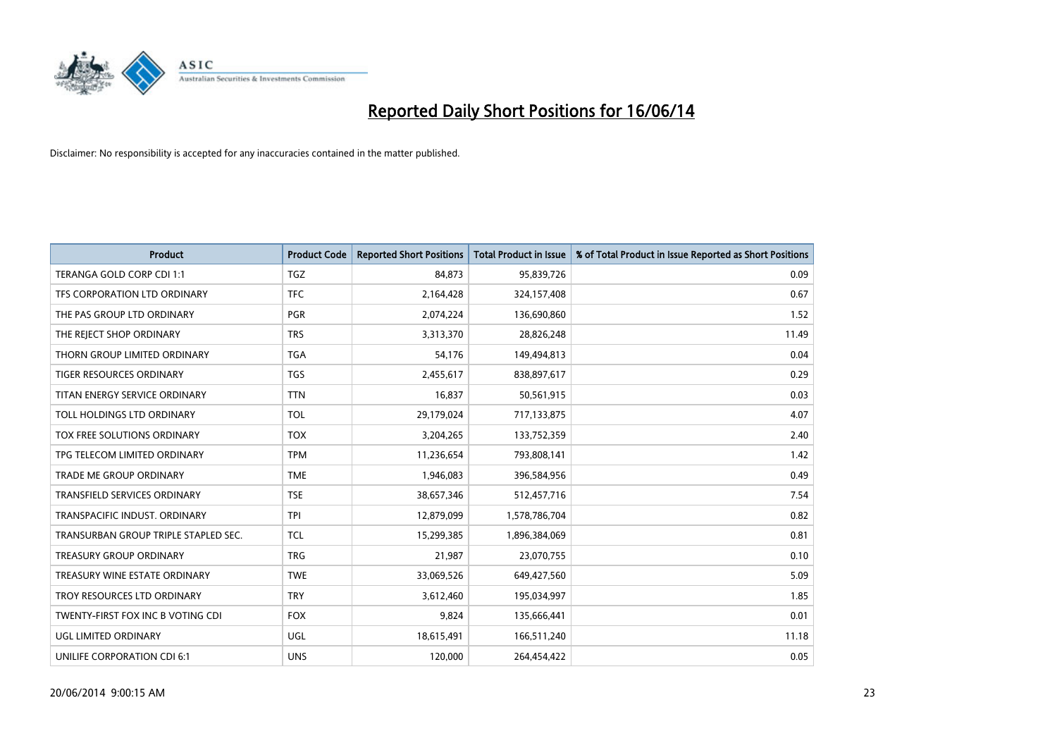# Reported Daily Short Positions for 16/06/14

Disclaimer: No responsibility is accepted for any inaccuracies contained in the matter published.

| Product | Product Code | Reported Short Positions | Total Product in Issue | % of Total Product in Issue Reported as Short Positions |
|---|---|---|---|---|
| TERANGA GOLD CORP CDI 1:1 | TGZ | 84,873 | 95,839,726 | 0.09 |
| TFS CORPORATION LTD ORDINARY | TFC | 2,164,428 | 324,157,408 | 0.67 |
| THE PAS GROUP LTD ORDINARY | PGR | 2,074,224 | 136,690,860 | 1.52 |
| THE REJECT SHOP ORDINARY | TRS | 3,313,370 | 28,826,248 | 11.49 |
| THORN GROUP LIMITED ORDINARY | TGA | 54,176 | 149,494,813 | 0.04 |
| TIGER RESOURCES ORDINARY | TGS | 2,455,617 | 838,897,617 | 0.29 |
| TITAN ENERGY SERVICE ORDINARY | TTN | 16,837 | 50,561,915 | 0.03 |
| TOLL HOLDINGS LTD ORDINARY | TOL | 29,179,024 | 717,133,875 | 4.07 |
| TOX FREE SOLUTIONS ORDINARY | TOX | 3,204,265 | 133,752,359 | 2.40 |
| TPG TELECOM LIMITED ORDINARY | TPM | 11,236,654 | 793,808,141 | 1.42 |
| TRADE ME GROUP ORDINARY | TME | 1,946,083 | 396,584,956 | 0.49 |
| TRANSFIELD SERVICES ORDINARY | TSE | 38,657,346 | 512,457,716 | 7.54 |
| TRANSPACIFIC INDUST. ORDINARY | TPI | 12,879,099 | 1,578,786,704 | 0.82 |
| TRANSURBAN GROUP TRIPLE STAPLED SEC. | TCL | 15,299,385 | 1,896,384,069 | 0.81 |
| TREASURY GROUP ORDINARY | TRG | 21,987 | 23,070,755 | 0.10 |
| TREASURY WINE ESTATE ORDINARY | TWE | 33,069,526 | 649,427,560 | 5.09 |
| TROY RESOURCES LTD ORDINARY | TRY | 3,612,460 | 195,034,997 | 1.85 |
| TWENTY-FIRST FOX INC B VOTING CDI | FOX | 9,824 | 135,666,441 | 0.01 |
| UGL LIMITED ORDINARY | UGL | 18,615,491 | 166,511,240 | 11.18 |
| UNILIFE CORPORATION CDI 6:1 | UNS | 120,000 | 264,454,422 | 0.05 |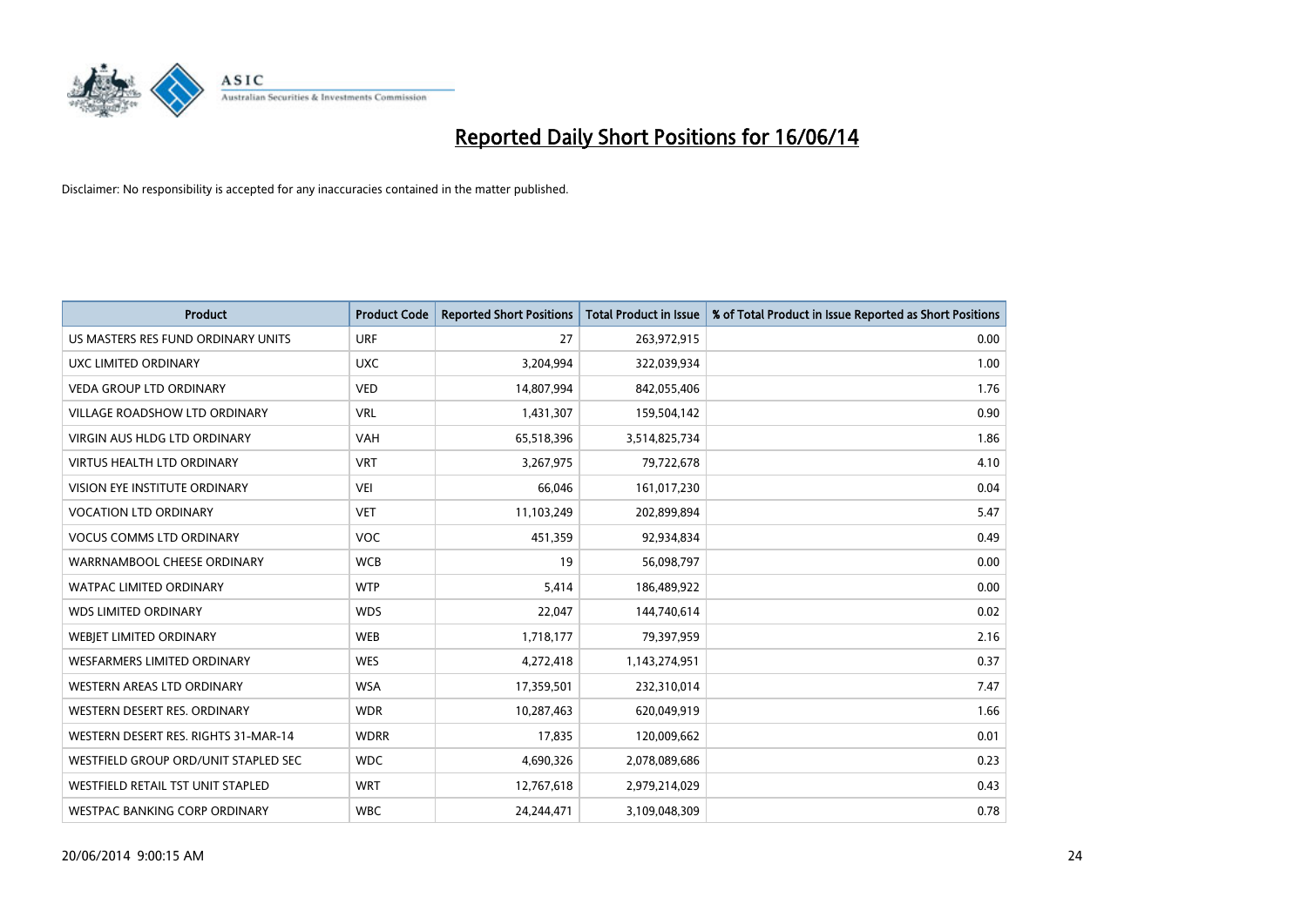# Reported Daily Short Positions for 16/06/14

Disclaimer: No responsibility is accepted for any inaccuracies contained in the matter published.

| Product | Product Code | Reported Short Positions | Total Product in Issue | % of Total Product in Issue Reported as Short Positions |
|---|---|---|---|---|
| US MASTERS RES FUND ORDINARY UNITS | URF | 27 | 263,972,915 | 0.00 |
| UXC LIMITED ORDINARY | UXC | 3,204,994 | 322,039,934 | 1.00 |
| VEDA GROUP LTD ORDINARY | VED | 14,807,994 | 842,055,406 | 1.76 |
| VILLAGE ROADSHOW LTD ORDINARY | VRL | 1,431,307 | 159,504,142 | 0.90 |
| VIRGIN AUS HLDG LTD ORDINARY | VAH | 65,518,396 | 3,514,825,734 | 1.86 |
| VIRTUS HEALTH LTD ORDINARY | VRT | 3,267,975 | 79,722,678 | 4.10 |
| VISION EYE INSTITUTE ORDINARY | VEI | 66,046 | 161,017,230 | 0.04 |
| VOCATION LTD ORDINARY | VET | 11,103,249 | 202,899,894 | 5.47 |
| VOCUS COMMS LTD ORDINARY | VOC | 451,359 | 92,934,834 | 0.49 |
| WARRNAMBOOL CHEESE ORDINARY | WCB | 19 | 56,098,797 | 0.00 |
| WATPAC LIMITED ORDINARY | WTP | 5,414 | 186,489,922 | 0.00 |
| WDS LIMITED ORDINARY | WDS | 22,047 | 144,740,614 | 0.02 |
| WEBJET LIMITED ORDINARY | WEB | 1,718,177 | 79,397,959 | 2.16 |
| WESFARMERS LIMITED ORDINARY | WES | 4,272,418 | 1,143,274,951 | 0.37 |
| WESTERN AREAS LTD ORDINARY | WSA | 17,359,501 | 232,310,014 | 7.47 |
| WESTERN DESERT RES. ORDINARY | WDR | 10,287,463 | 620,049,919 | 1.66 |
| WESTERN DESERT RES. RIGHTS 31-MAR-14 | WDRR | 17,835 | 120,009,662 | 0.01 |
| WESTFIELD GROUP ORD/UNIT STAPLED SEC | WDC | 4,690,326 | 2,078,089,686 | 0.23 |
| WESTFIELD RETAIL TST UNIT STAPLED | WRT | 12,767,618 | 2,979,214,029 | 0.43 |
| WESTPAC BANKING CORP ORDINARY | WBC | 24,244,471 | 3,109,048,309 | 0.78 |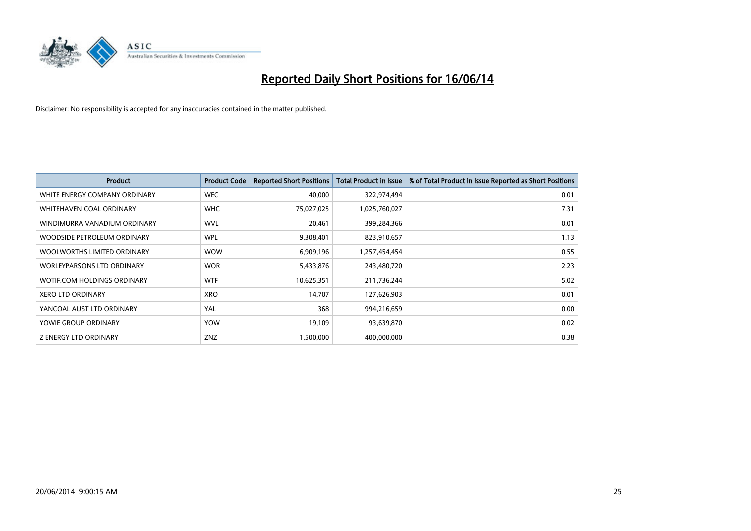# Reported Daily Short Positions for 16/06/14

Disclaimer: No responsibility is accepted for any inaccuracies contained in the matter published.

| Product | Product Code | Reported Short Positions | Total Product in Issue | % of Total Product in Issue Reported as Short Positions |
|---|---|---|---|---|
| WHITE ENERGY COMPANY ORDINARY | WEC | 40,000 | 322,974,494 | 0.01 |
| WHITEHAVEN COAL ORDINARY | WHC | 75,027,025 | 1,025,760,027 | 7.31 |
| WINDIMURRA VANADIUM ORDINARY | WVL | 20,461 | 399,284,366 | 0.01 |
| WOODSIDE PETROLEUM ORDINARY | WPL | 9,308,401 | 823,910,657 | 1.13 |
| WOOLWORTHS LIMITED ORDINARY | WOW | 6,909,196 | 1,257,454,454 | 0.55 |
| WORLEYPARSONS LTD ORDINARY | WOR | 5,433,876 | 243,480,720 | 2.23 |
| WOTIF.COM HOLDINGS ORDINARY | WTF | 10,625,351 | 211,736,244 | 5.02 |
| XERO LTD ORDINARY | XRO | 14,707 | 127,626,903 | 0.01 |
| YANCOAL AUST LTD ORDINARY | YAL | 368 | 994,216,659 | 0.00 |
| YOWIE GROUP ORDINARY | YOW | 19,109 | 93,639,870 | 0.02 |
| Z ENERGY LTD ORDINARY | ZNZ | 1,500,000 | 400,000,000 | 0.38 |